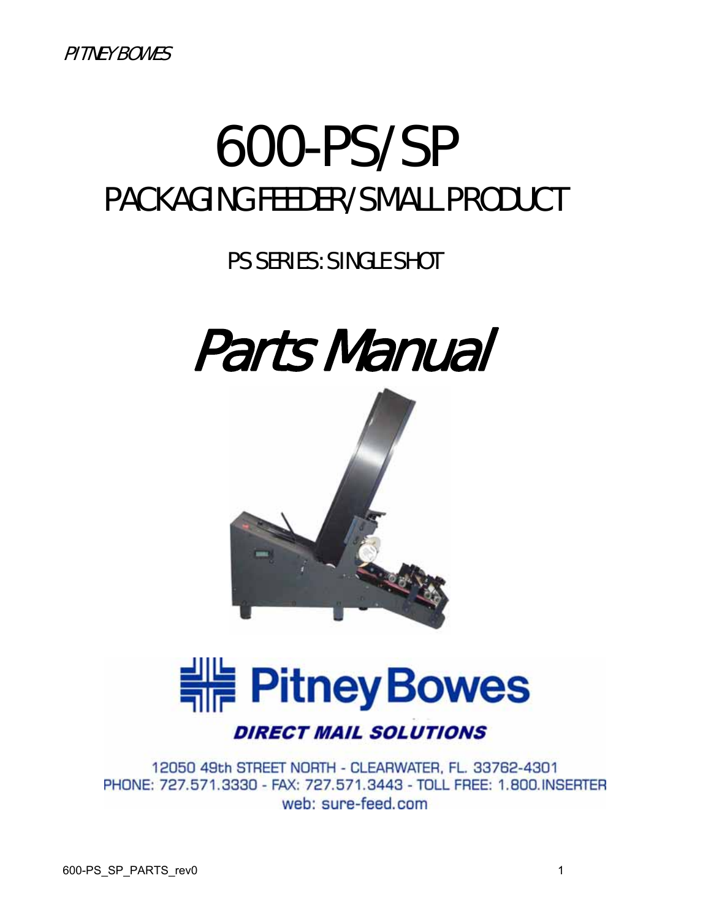# 600-PS/SP

## PACKAGING FEEDER/SMALL PRODUCT

### PS SERIES: SINGLE SHOT

# *Parts Manual*

**Pitney Bowes**

***DIRECT MAIL SOLUTIONS***

12050 49th STREET NORTH - CLEARWATER, FL. 33762-4301
PHONE: 727.571.3330 - FAX: 727.571.3443 - TOLL FREE: 1.800.INSERTER
web: sure-feed.com

600-PS_SP_PARTS_rev0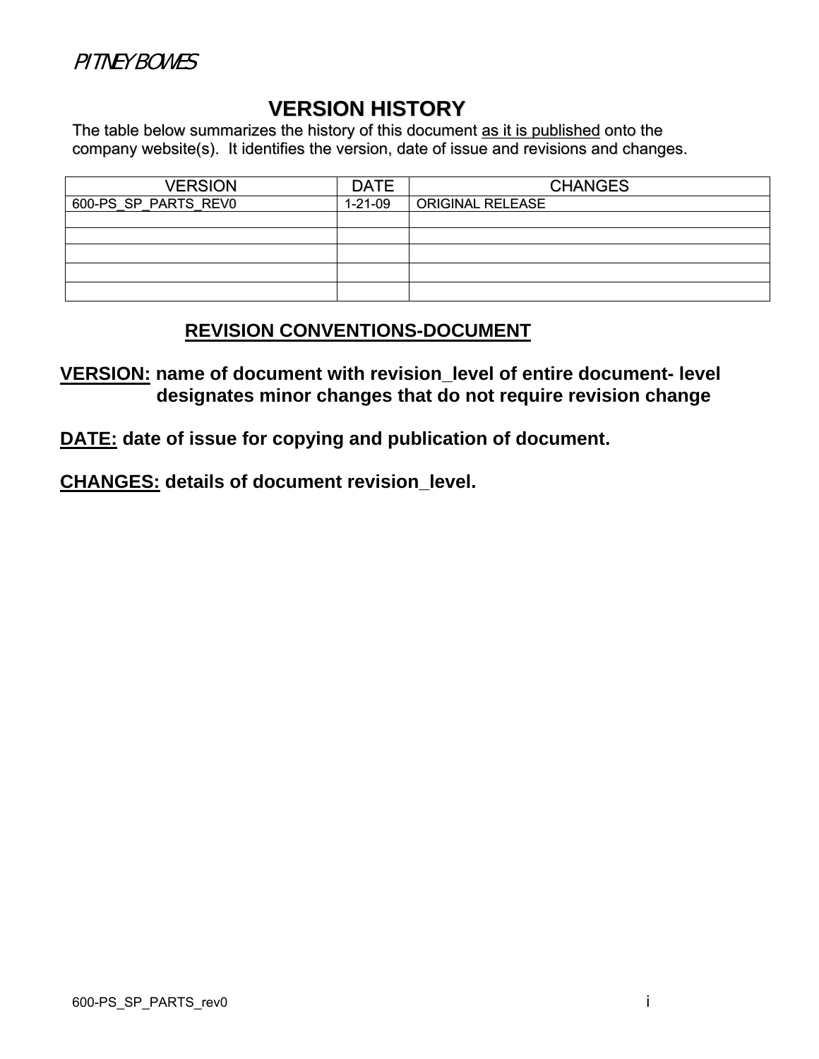# VERSION HISTORY

The table below summarizes the history of this document <u>as it is published</u> onto the company website(s). It identifies the version, date of issue and revisions and changes.

| VERSION | DATE | CHANGES |
|---|---|---|
| 600-PS_SP_PARTS_REV0 | 1-21-09 | ORIGINAL RELEASE |
| | | |
| | | |
| | | |
| | | |
| | | |

## REVISION CONVENTIONS-DOCUMENT

**<u>VERSION:</u> name of document with revision_level of entire document- level designates minor changes that do not require revision change**

**<u>DATE:</u> date of issue for copying and publication of document.**

**<u>CHANGES:</u> details of document revision_level.**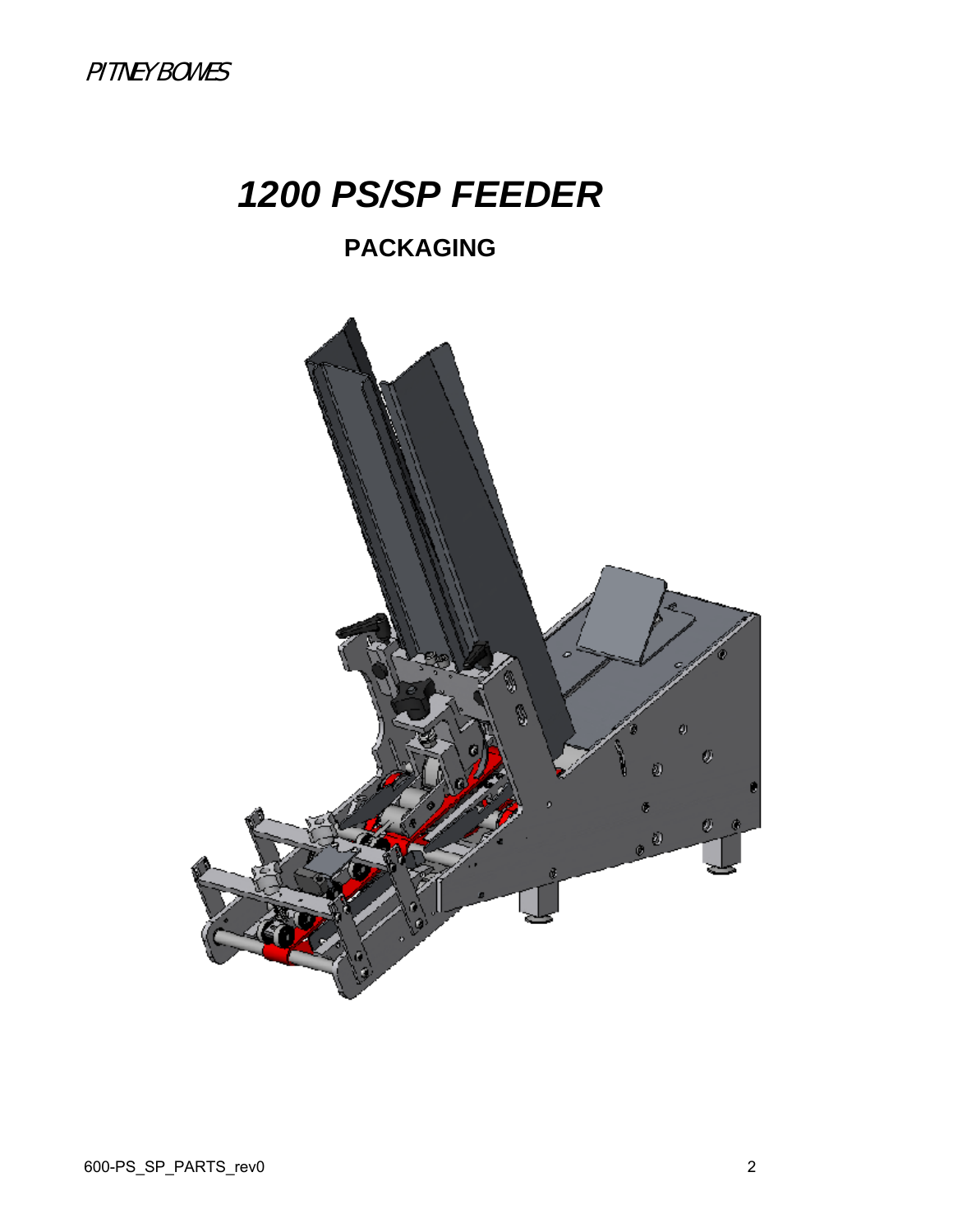PITNEY BOWES

# 1200 PS/SP FEEDER

## PACKAGING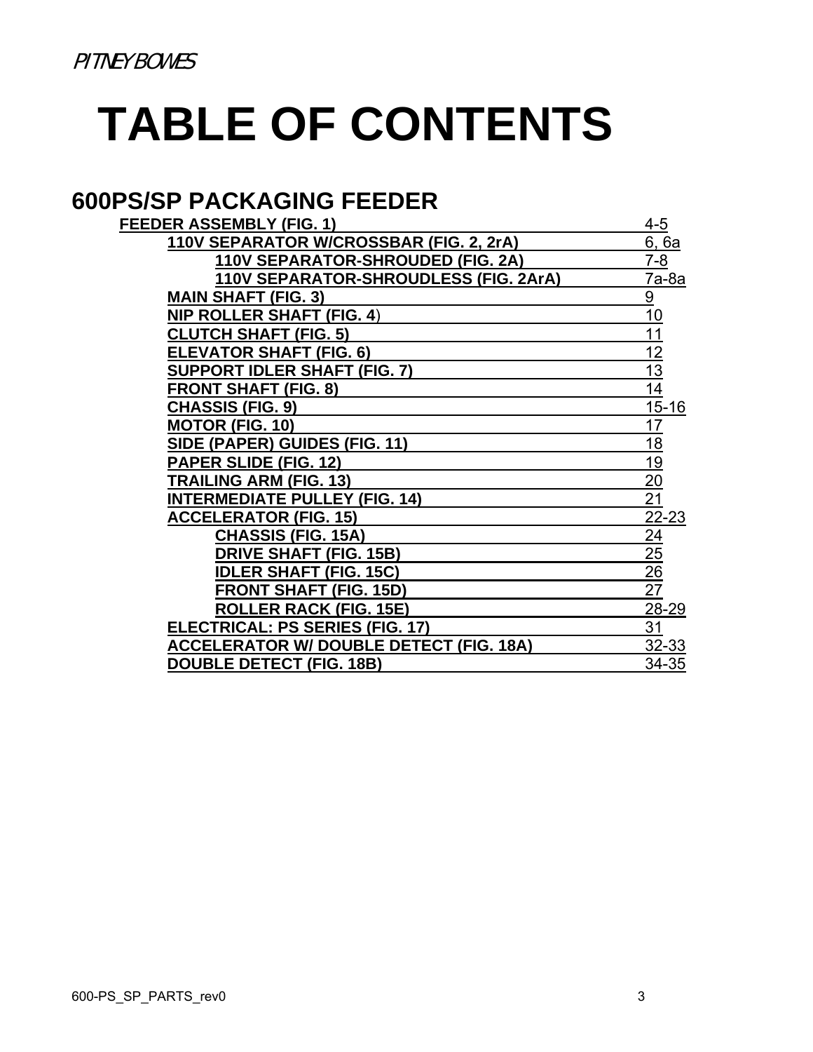# TABLE OF CONTENTS

## 600PS/SP PACKAGING FEEDER

| Section | Page |
| --- | --- |
| **FEEDER ASSEMBLY (FIG. 1)** | 4-5 |
| **110V SEPARATOR W/CROSSBAR (FIG. 2, 2rA)** | 6, 6a |
| **110V SEPARATOR-SHROUDED (FIG. 2A)** | 7-8 |
| **110V SEPARATOR-SHROUDLESS (FIG. 2ArA)** | 7a-8a |
| **MAIN SHAFT (FIG. 3)** | 9 |
| **NIP ROLLER SHAFT (FIG. 4)** | 10 |
| **CLUTCH SHAFT (FIG. 5)** | 11 |
| **ELEVATOR SHAFT (FIG. 6)** | 12 |
| **SUPPORT IDLER SHAFT (FIG. 7)** | 13 |
| **FRONT SHAFT (FIG. 8)** | 14 |
| **CHASSIS (FIG. 9)** | 15-16 |
| **MOTOR (FIG. 10)** | 17 |
| **SIDE (PAPER) GUIDES (FIG. 11)** | 18 |
| **PAPER SLIDE (FIG. 12)** | 19 |
| **TRAILING ARM (FIG. 13)** | 20 |
| **INTERMEDIATE PULLEY (FIG. 14)** | 21 |
| **ACCELERATOR (FIG. 15)** | 22-23 |
| **CHASSIS (FIG. 15A)** | 24 |
| **DRIVE SHAFT (FIG. 15B)** | 25 |
| **IDLER SHAFT (FIG. 15C)** | 26 |
| **FRONT SHAFT (FIG. 15D)** | 27 |
| **ROLLER RACK (FIG. 15E)** | 28-29 |
| **ELECTRICAL: PS SERIES (FIG. 17)** | 31 |
| **ACCELERATOR W/ DOUBLE DETECT (FIG. 18A)** | 32-33 |
| **DOUBLE DETECT (FIG. 18B)** | 34-35 |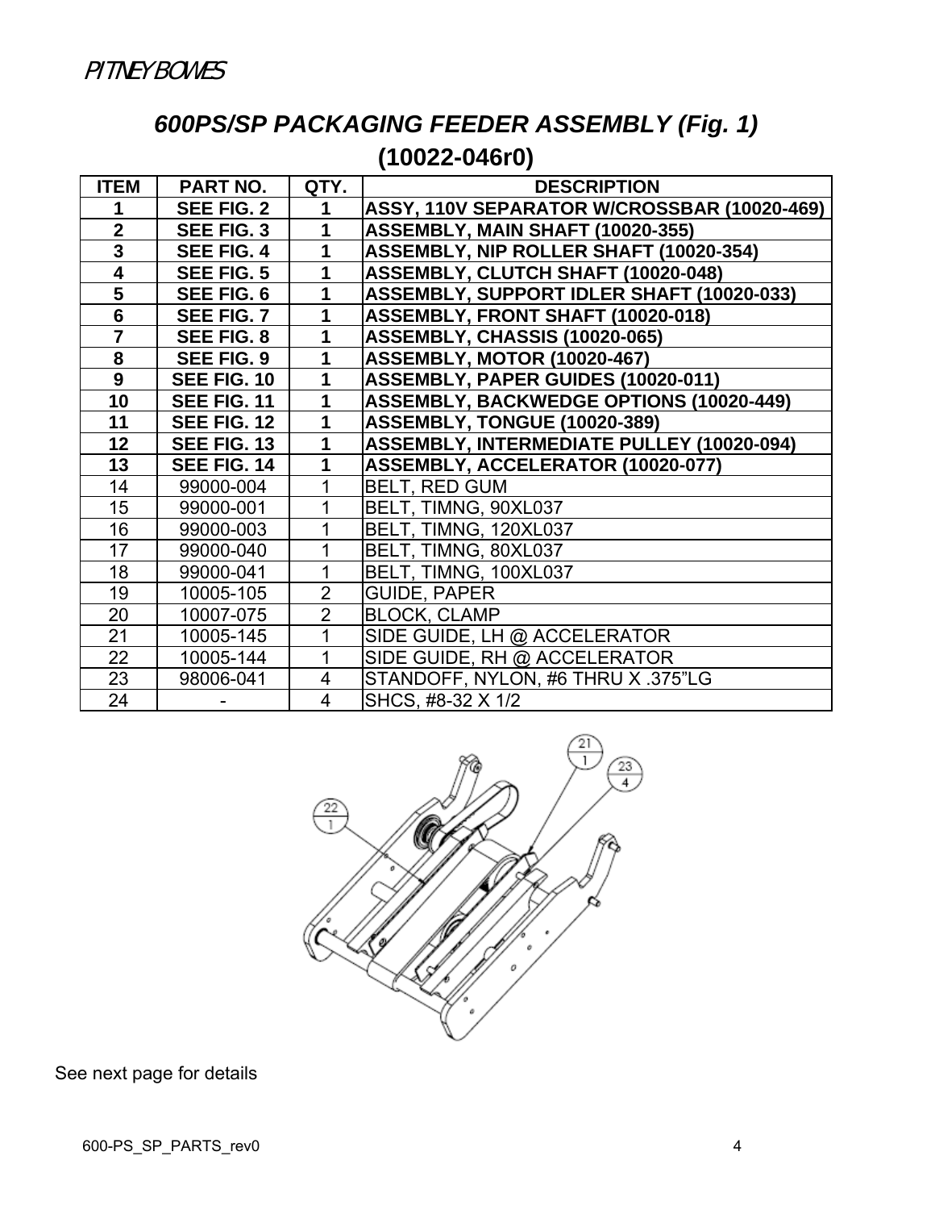PITNEY BOWES

## *600PS/SP PACKAGING FEEDER ASSEMBLY (Fig. 1)*

## (10022-046r0)

| ITEM | PART NO. | QTY. | DESCRIPTION |
|---|---|---|---|
| **1** | **SEE FIG. 2** | **1** | **ASSY, 110V SEPARATOR W/CROSSBAR (10020-469)** |
| **2** | **SEE FIG. 3** | **1** | **ASSEMBLY, MAIN SHAFT (10020-355)** |
| **3** | **SEE FIG. 4** | **1** | **ASSEMBLY, NIP ROLLER SHAFT (10020-354)** |
| **4** | **SEE FIG. 5** | **1** | **ASSEMBLY, CLUTCH SHAFT (10020-048)** |
| **5** | **SEE FIG. 6** | **1** | **ASSEMBLY, SUPPORT IDLER SHAFT (10020-033)** |
| **6** | **SEE FIG. 7** | **1** | **ASSEMBLY, FRONT SHAFT (10020-018)** |
| **7** | **SEE FIG. 8** | **1** | **ASSEMBLY, CHASSIS (10020-065)** |
| **8** | **SEE FIG. 9** | **1** | **ASSEMBLY, MOTOR (10020-467)** |
| **9** | **SEE FIG. 10** | **1** | **ASSEMBLY, PAPER GUIDES (10020-011)** |
| **10** | **SEE FIG. 11** | **1** | **ASSEMBLY, BACKWEDGE OPTIONS (10020-449)** |
| **11** | **SEE FIG. 12** | **1** | **ASSEMBLY, TONGUE (10020-389)** |
| **12** | **SEE FIG. 13** | **1** | **ASSEMBLY, INTERMEDIATE PULLEY (10020-094)** |
| **13** | **SEE FIG. 14** | **1** | **ASSEMBLY, ACCELERATOR (10020-077)** |
| 14 | 99000-004 | 1 | BELT, RED GUM |
| 15 | 99000-001 | 1 | BELT, TIMNG, 90XL037 |
| 16 | 99000-003 | 1 | BELT, TIMNG, 120XL037 |
| 17 | 99000-040 | 1 | BELT, TIMNG, 80XL037 |
| 18 | 99000-041 | 1 | BELT, TIMNG, 100XL037 |
| 19 | 10005-105 | 2 | GUIDE, PAPER |
| 20 | 10007-075 | 2 | BLOCK, CLAMP |
| 21 | 10005-145 | 1 | SIDE GUIDE, LH @ ACCELERATOR |
| 22 | 10005-144 | 1 | SIDE GUIDE, RH @ ACCELERATOR |
| 23 | 98006-041 | 4 | STANDOFF, NYLON, #6 THRU X .375"LG |
| 24 | - | 4 | SHCS, #8-32 X 1/2 |

See next page for details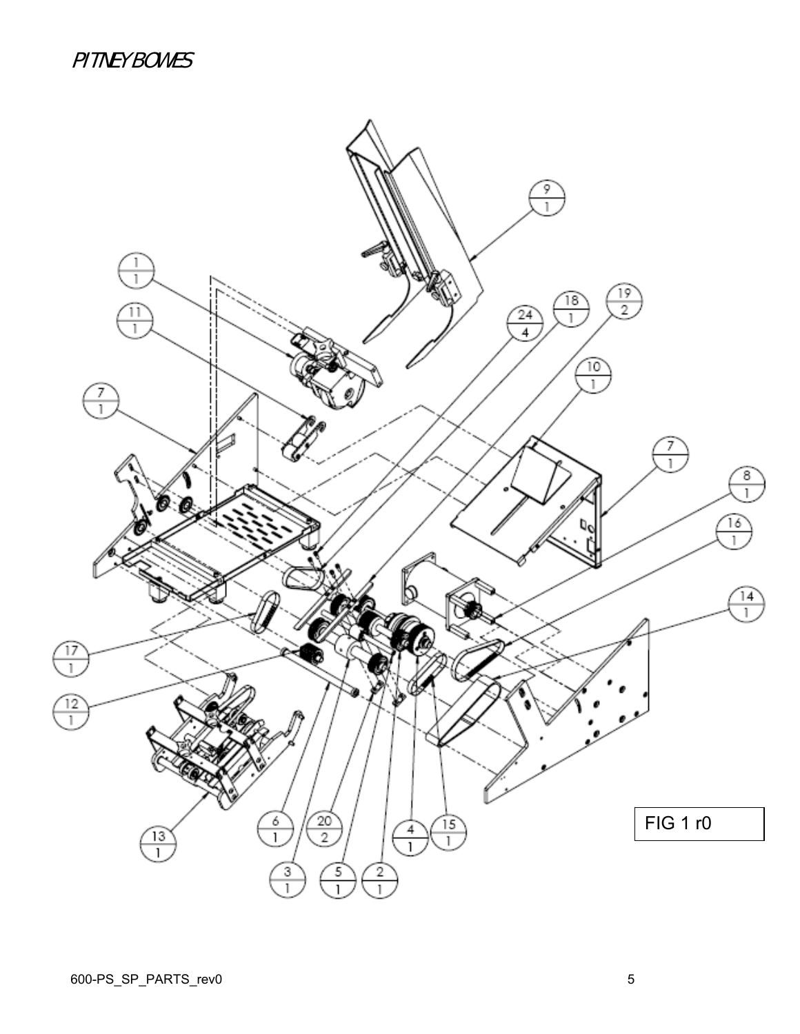FIG 1 r0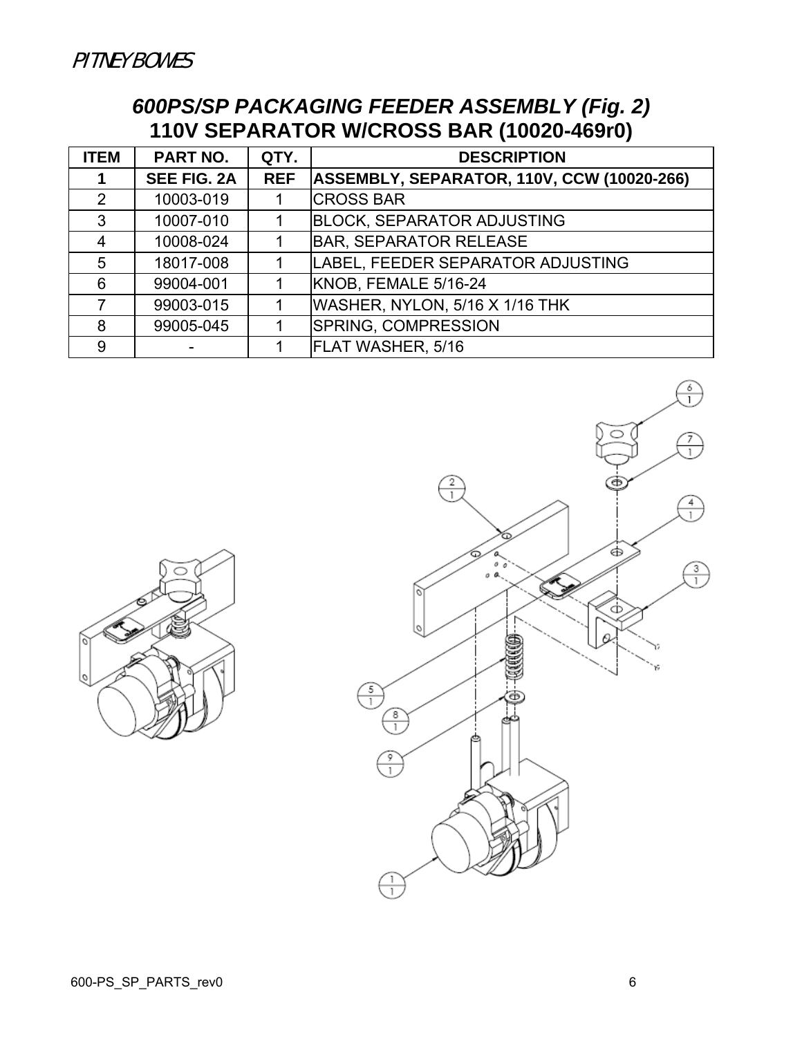## *600PS/SP PACKAGING FEEDER ASSEMBLY (Fig. 2)*
## 110V SEPARATOR W/CROSS BAR (10020-469r0)

| ITEM | PART NO. | QTY. | DESCRIPTION |
|---|---|---|---|
| **1** | **SEE FIG. 2A** | **REF** | **ASSEMBLY, SEPARATOR, 110V, CCW (10020-266)** |
| 2 | 10003-019 | 1 | CROSS BAR |
| 3 | 10007-010 | 1 | BLOCK, SEPARATOR ADJUSTING |
| 4 | 10008-024 | 1 | BAR, SEPARATOR RELEASE |
| 5 | 18017-008 | 1 | LABEL, FEEDER SEPARATOR ADJUSTING |
| 6 | 99004-001 | 1 | KNOB, FEMALE 5/16-24 |
| 7 | 99003-015 | 1 | WASHER, NYLON, 5/16 X 1/16 THK |
| 8 | 99005-045 | 1 | SPRING, COMPRESSION |
| 9 | - | 1 | FLAT WASHER, 5/16 |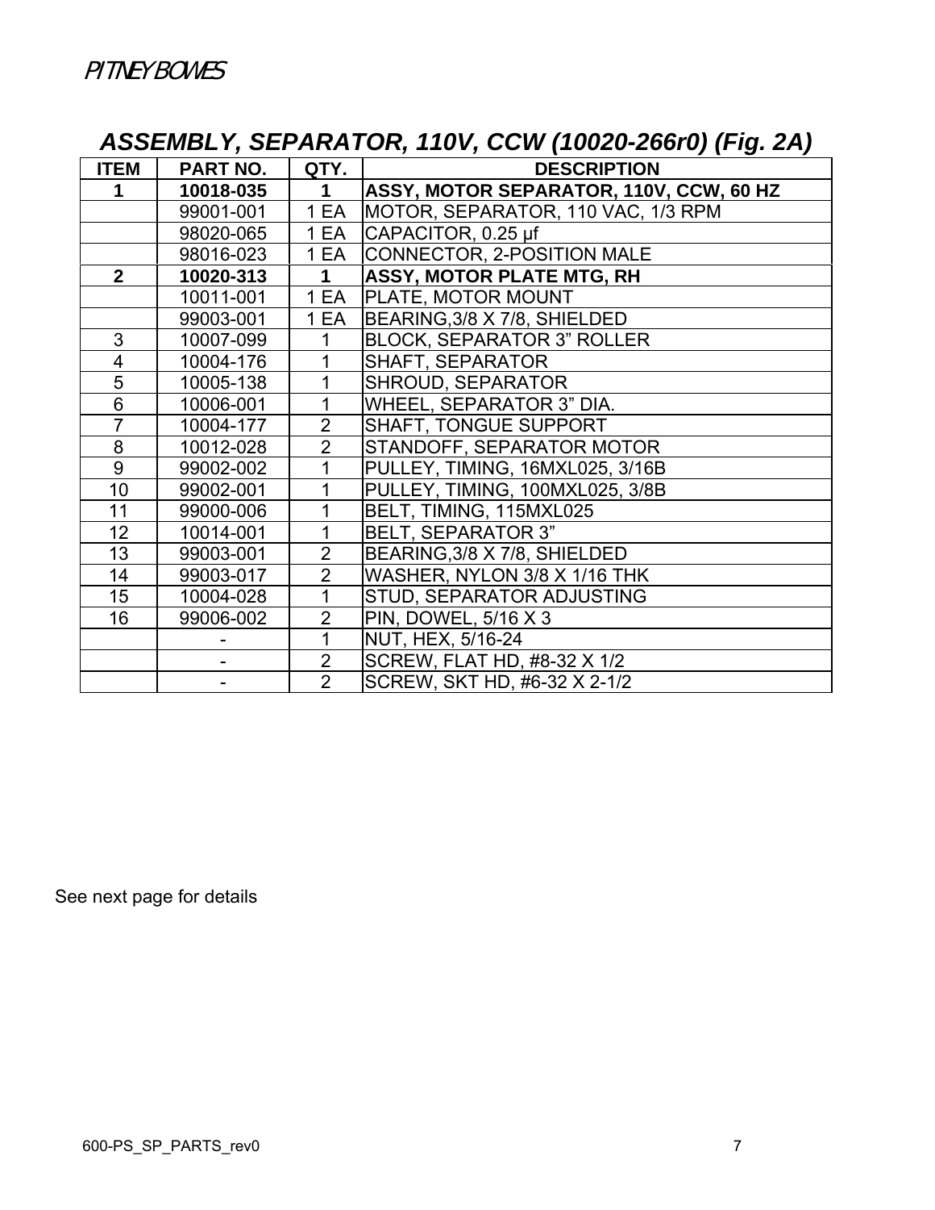PITNEY BOWES

## *ASSEMBLY, SEPARATOR, 110V, CCW (10020-266r0) (Fig. 2A)*

| ITEM | PART NO. | QTY. | DESCRIPTION |
|---|---|---|---|
| **1** | **10018-035** | **1** | **ASSY, MOTOR SEPARATOR, 110V, CCW, 60 HZ** |
| | 99001-001 | 1 EA | MOTOR, SEPARATOR, 110 VAC, 1/3 RPM |
| | 98020-065 | 1 EA | CAPACITOR, 0.25 µf |
| | 98016-023 | 1 EA | CONNECTOR, 2-POSITION MALE |
| **2** | **10020-313** | **1** | **ASSY, MOTOR PLATE MTG, RH** |
| | 10011-001 | 1 EA | PLATE, MOTOR MOUNT |
| | 99003-001 | 1 EA | BEARING,3/8 X 7/8, SHIELDED |
| 3 | 10007-099 | 1 | BLOCK, SEPARATOR 3" ROLLER |
| 4 | 10004-176 | 1 | SHAFT, SEPARATOR |
| 5 | 10005-138 | 1 | SHROUD, SEPARATOR |
| 6 | 10006-001 | 1 | WHEEL, SEPARATOR 3" DIA. |
| 7 | 10004-177 | 2 | SHAFT, TONGUE SUPPORT |
| 8 | 10012-028 | 2 | STANDOFF, SEPARATOR MOTOR |
| 9 | 99002-002 | 1 | PULLEY, TIMING, 16MXL025, 3/16B |
| 10 | 99002-001 | 1 | PULLEY, TIMING, 100MXL025, 3/8B |
| 11 | 99000-006 | 1 | BELT, TIMING, 115MXL025 |
| 12 | 10014-001 | 1 | BELT, SEPARATOR 3" |
| 13 | 99003-001 | 2 | BEARING,3/8 X 7/8, SHIELDED |
| 14 | 99003-017 | 2 | WASHER, NYLON 3/8 X 1/16 THK |
| 15 | 10004-028 | 1 | STUD, SEPARATOR ADJUSTING |
| 16 | 99006-002 | 2 | PIN, DOWEL, 5/16 X 3 |
| | - | 1 | NUT, HEX, 5/16-24 |
| | - | 2 | SCREW, FLAT HD, #8-32 X 1/2 |
| | - | 2 | SCREW, SKT HD, #6-32 X 2-1/2 |

See next page for details

600-PS_SP_PARTS_rev0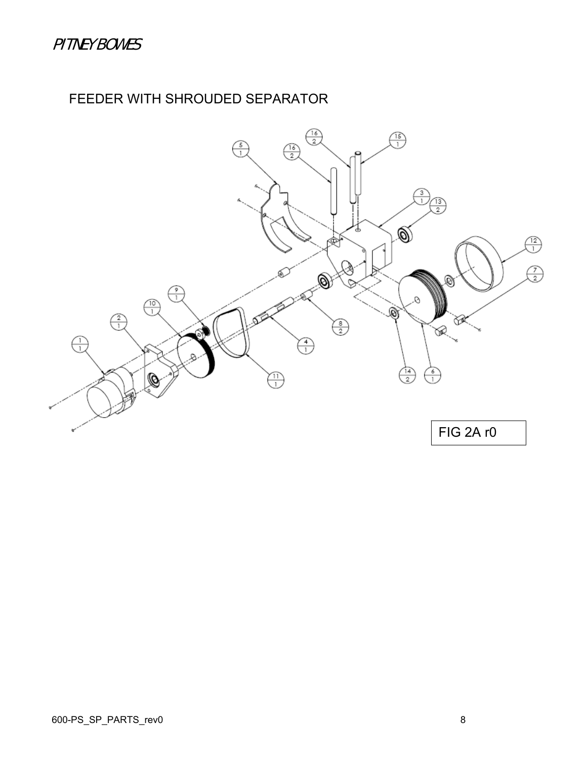## FEEDER WITH SHROUDED SEPARATOR

FIG 2A r0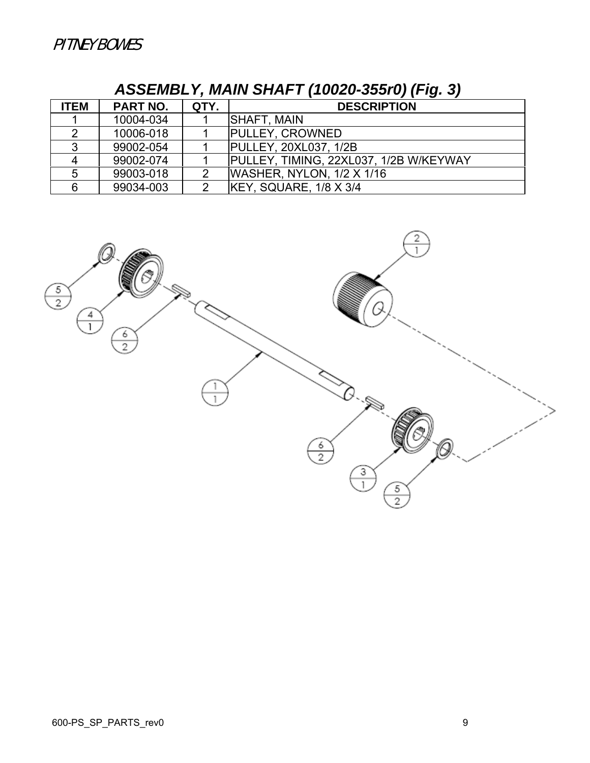## ASSEMBLY, MAIN SHAFT (10020-355r0) (Fig. 3)

| ITEM | PART NO. | QTY. | DESCRIPTION |
|---|---|---|---|
| 1 | 10004-034 | 1 | SHAFT, MAIN |
| 2 | 10006-018 | 1 | PULLEY, CROWNED |
| 3 | 99002-054 | 1 | PULLEY, 20XL037, 1/2B |
| 4 | 99002-074 | 1 | PULLEY, TIMING, 22XL037, 1/2B W/KEYWAY |
| 5 | 99003-018 | 2 | WASHER, NYLON, 1/2 X 1/16 |
| 6 | 99034-003 | 2 | KEY, SQUARE, 1/8 X 3/4 |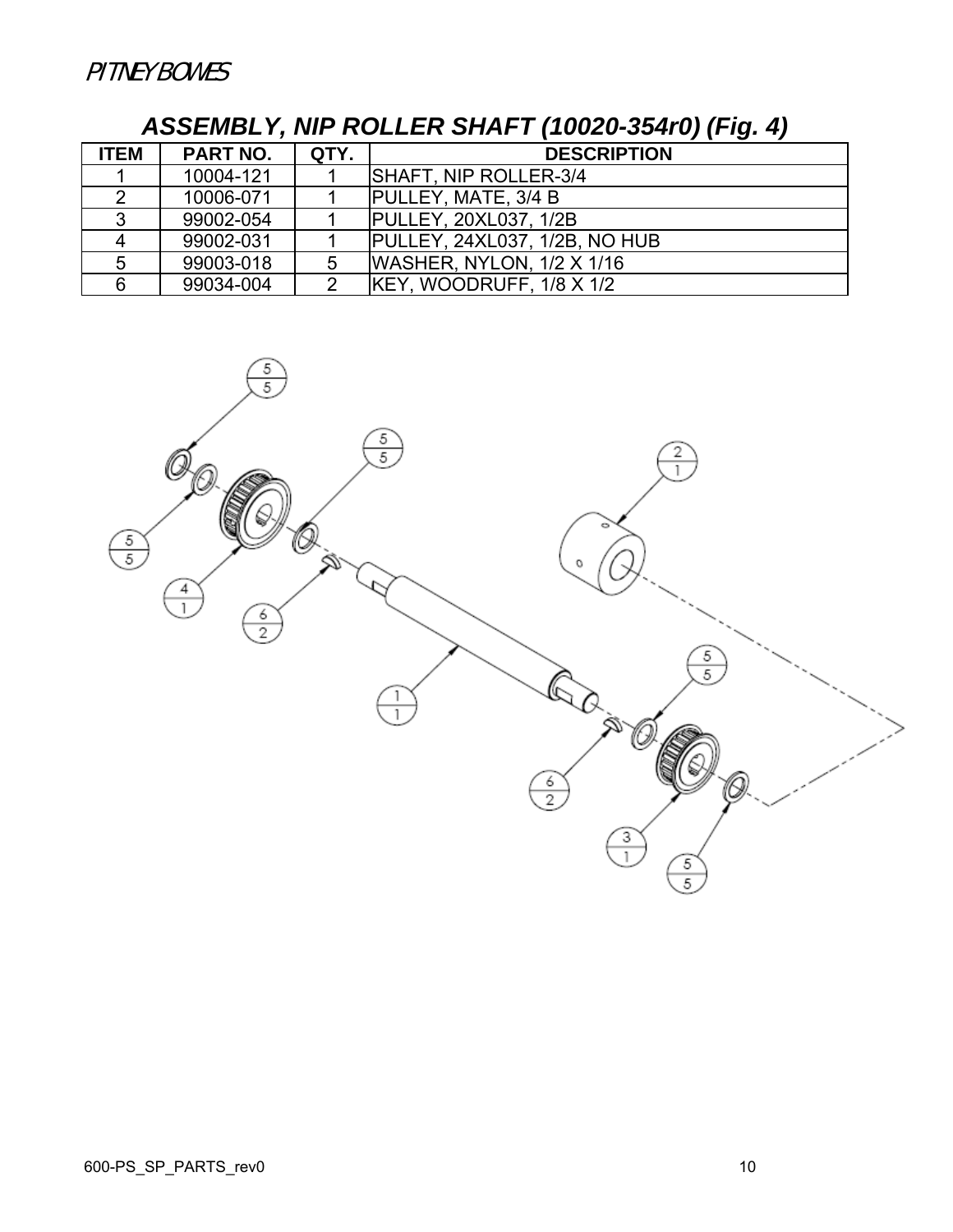# ASSEMBLY, NIP ROLLER SHAFT (10020-354r0) (Fig. 4)

| ITEM | PART NO. | QTY. | DESCRIPTION |
|---|---|---|---|
| 1 | 10004-121 | 1 | SHAFT, NIP ROLLER-3/4 |
| 2 | 10006-071 | 1 | PULLEY, MATE, 3/4 B |
| 3 | 99002-054 | 1 | PULLEY, 20XL037, 1/2B |
| 4 | 99002-031 | 1 | PULLEY, 24XL037, 1/2B, NO HUB |
| 5 | 99003-018 | 5 | WASHER, NYLON, 1/2 X 1/16 |
| 6 | 99034-004 | 2 | KEY, WOODRUFF, 1/8 X 1/2 |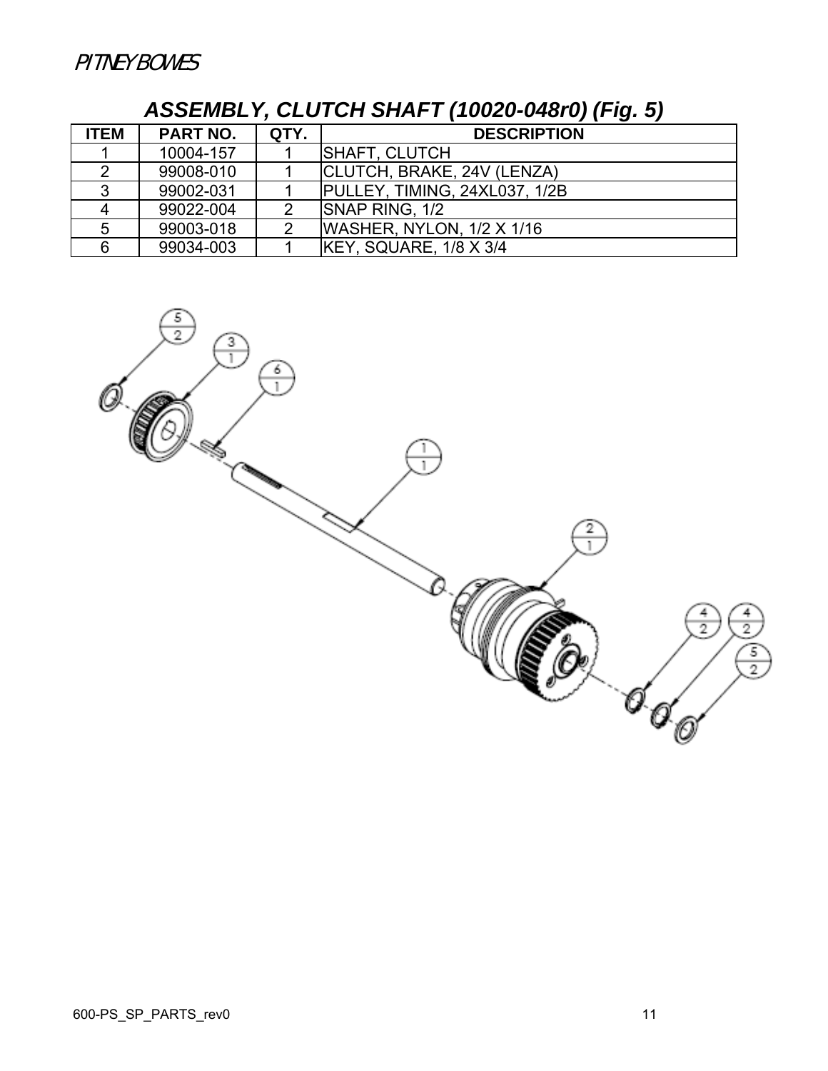## ASSEMBLY, CLUTCH SHAFT (10020-048r0) (Fig. 5)

| ITEM | PART NO. | QTY. | DESCRIPTION |
|---|---|---|---|
| 1 | 10004-157 | 1 | SHAFT, CLUTCH |
| 2 | 99008-010 | 1 | CLUTCH, BRAKE, 24V (LENZA) |
| 3 | 99002-031 | 1 | PULLEY, TIMING, 24XL037, 1/2B |
| 4 | 99022-004 | 2 | SNAP RING, 1/2 |
| 5 | 99003-018 | 2 | WASHER, NYLON, 1/2 X 1/16 |
| 6 | 99034-003 | 1 | KEY, SQUARE, 1/8 X 3/4 |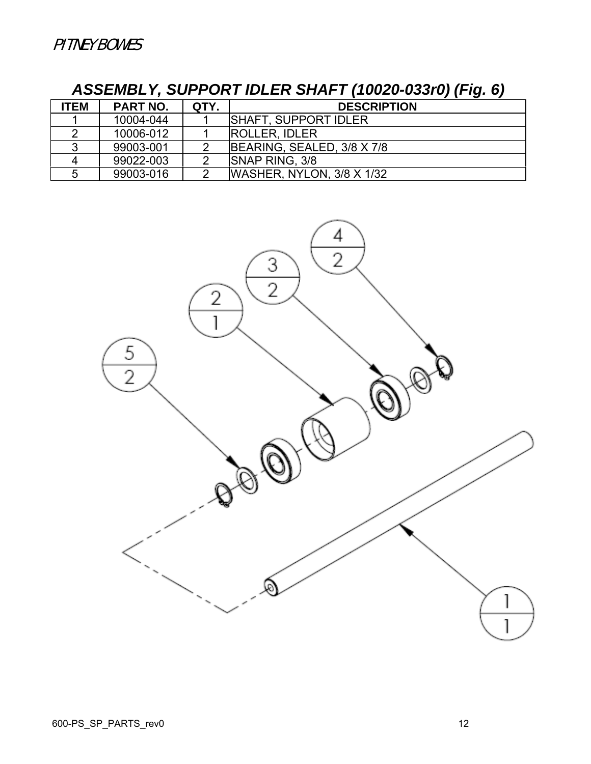## ASSEMBLY, SUPPORT IDLER SHAFT (10020-033r0) (Fig. 6)

| ITEM | PART NO. | QTY. | DESCRIPTION |
|---|---|---|---|
| 1 | 10004-044 | 1 | SHAFT, SUPPORT IDLER |
| 2 | 10006-012 | 1 | ROLLER, IDLER |
| 3 | 99003-001 | 2 | BEARING, SEALED, 3/8 X 7/8 |
| 4 | 99022-003 | 2 | SNAP RING, 3/8 |
| 5 | 99003-016 | 2 | WASHER, NYLON, 3/8 X 1/32 |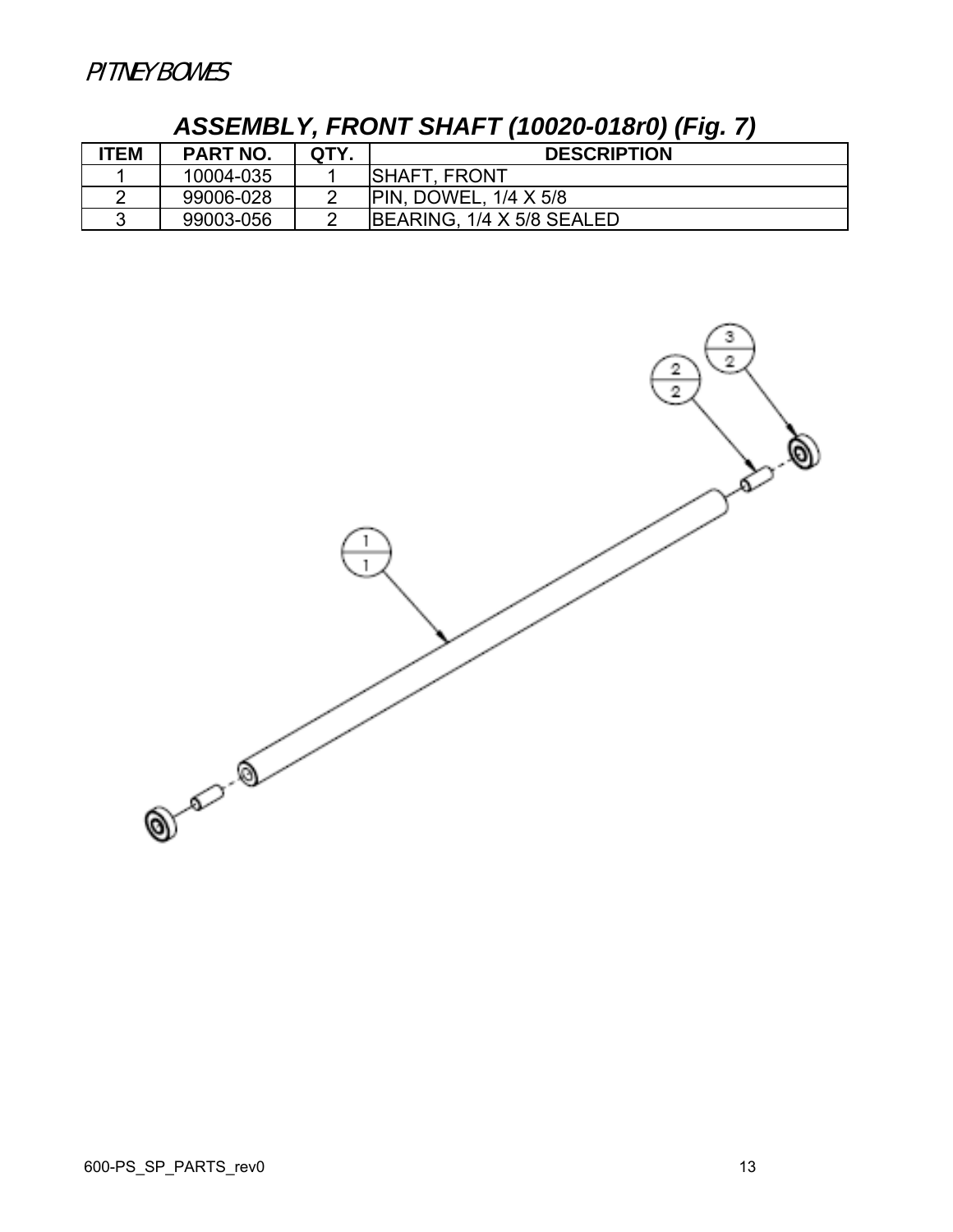## ASSEMBLY, FRONT SHAFT (10020-018r0) (Fig. 7)

| ITEM | PART NO. | QTY. | DESCRIPTION |
| --- | --- | --- | --- |
| 1 | 10004-035 | 1 | SHAFT, FRONT |
| 2 | 99006-028 | 2 | PIN, DOWEL, 1/4 X 5/8 |
| 3 | 99003-056 | 2 | BEARING, 1/4 X 5/8 SEALED |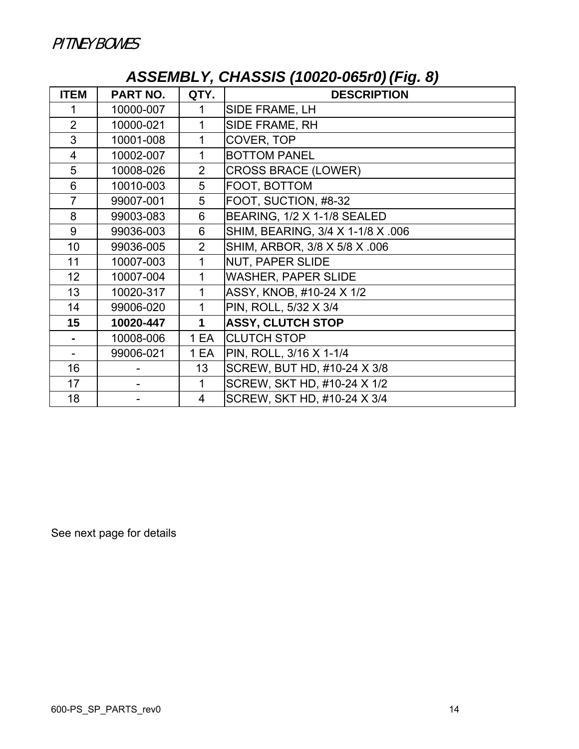PITNEY BOWES

## ASSEMBLY, CHASSIS (10020-065r0) (Fig. 8)

| ITEM | PART NO. | QTY. | DESCRIPTION |
|---|---|---|---|
| 1 | 10000-007 | 1 | SIDE FRAME, LH |
| 2 | 10000-021 | 1 | SIDE FRAME, RH |
| 3 | 10001-008 | 1 | COVER, TOP |
| 4 | 10002-007 | 1 | BOTTOM PANEL |
| 5 | 10008-026 | 2 | CROSS BRACE (LOWER) |
| 6 | 10010-003 | 5 | FOOT, BOTTOM |
| 7 | 99007-001 | 5 | FOOT, SUCTION, #8-32 |
| 8 | 99003-083 | 6 | BEARING, 1/2 X 1-1/8 SEALED |
| 9 | 99036-003 | 6 | SHIM, BEARING, 3/4 X 1-1/8 X .006 |
| 10 | 99036-005 | 2 | SHIM, ARBOR, 3/8 X 5/8 X .006 |
| 11 | 10007-003 | 1 | NUT, PAPER SLIDE |
| 12 | 10007-004 | 1 | WASHER, PAPER SLIDE |
| 13 | 10020-317 | 1 | ASSY, KNOB, #10-24 X 1/2 |
| 14 | 99006-020 | 1 | PIN, ROLL, 5/32 X 3/4 |
| **15** | **10020-447** | **1** | **ASSY, CLUTCH STOP** |
| **-** | 10008-006 | 1 EA | CLUTCH STOP |
| - | 99006-021 | 1 EA | PIN, ROLL, 3/16 X 1-1/4 |
| 16 | - | 13 | SCREW, BUT HD, #10-24 X 3/8 |
| 17 | - | 1 | SCREW, SKT HD, #10-24 X 1/2 |
| 18 | - | 4 | SCREW, SKT HD, #10-24 X 3/4 |

See next page for details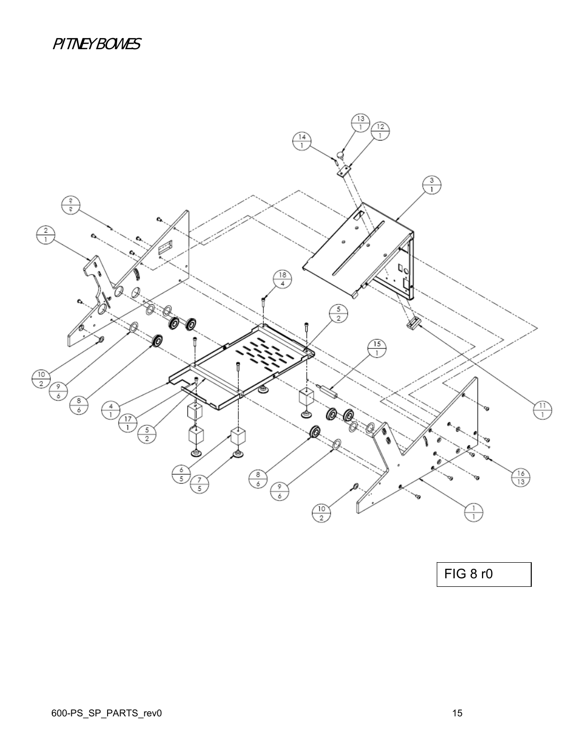PITNEY BOWES

FIG 8 r0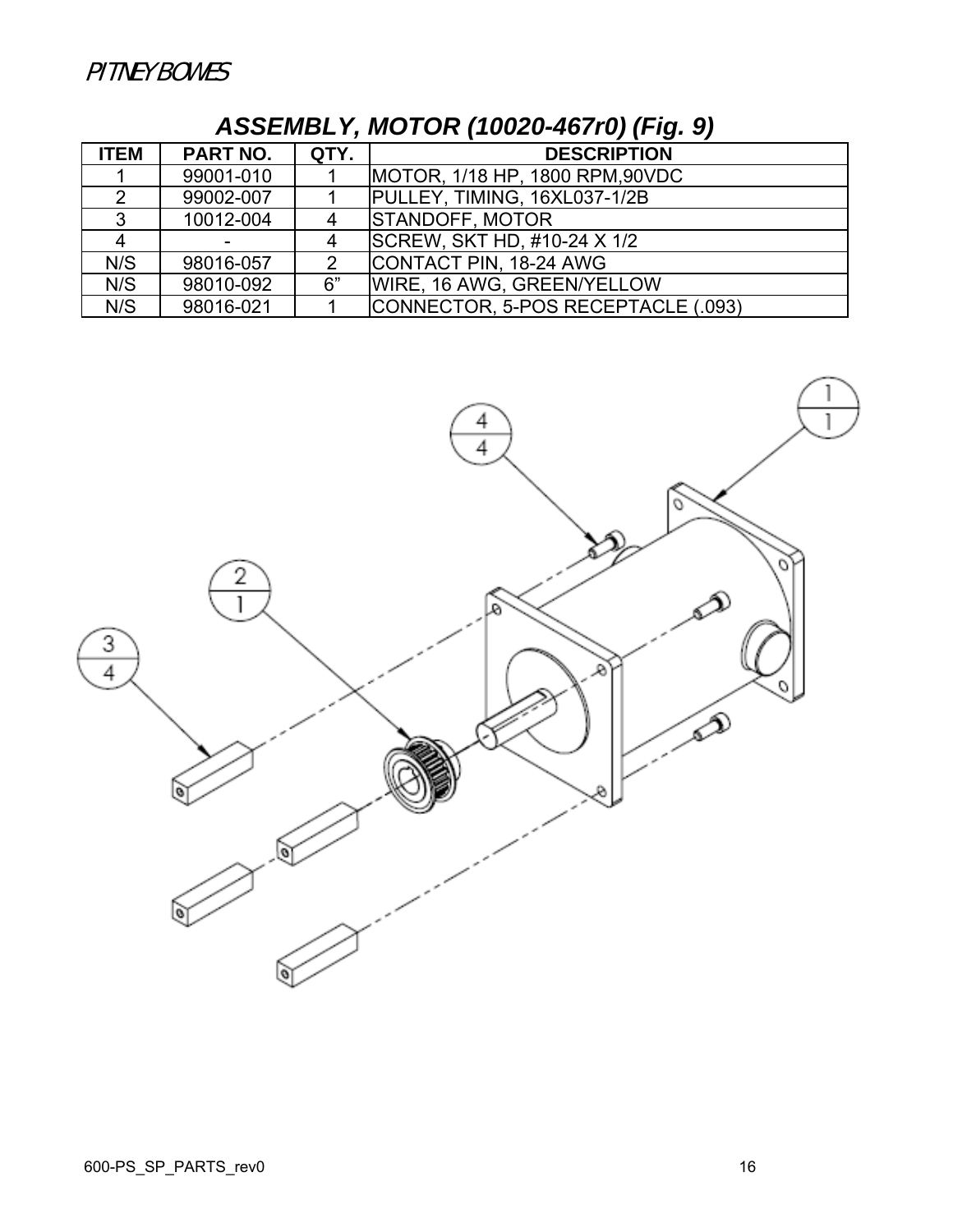## ASSEMBLY, MOTOR (10020-467r0) (Fig. 9)

| ITEM | PART NO. | QTY. | DESCRIPTION |
|---|---|---|---|
| 1 | 99001-010 | 1 | MOTOR, 1/18 HP, 1800 RPM,90VDC |
| 2 | 99002-007 | 1 | PULLEY, TIMING, 16XL037-1/2B |
| 3 | 10012-004 | 4 | STANDOFF, MOTOR |
| 4 | - | 4 | SCREW, SKT HD, #10-24 X 1/2 |
| N/S | 98016-057 | 2 | CONTACT PIN, 18-24 AWG |
| N/S | 98010-092 | 6" | WIRE, 16 AWG, GREEN/YELLOW |
| N/S | 98016-021 | 1 | CONNECTOR, 5-POS RECEPTACLE (.093) |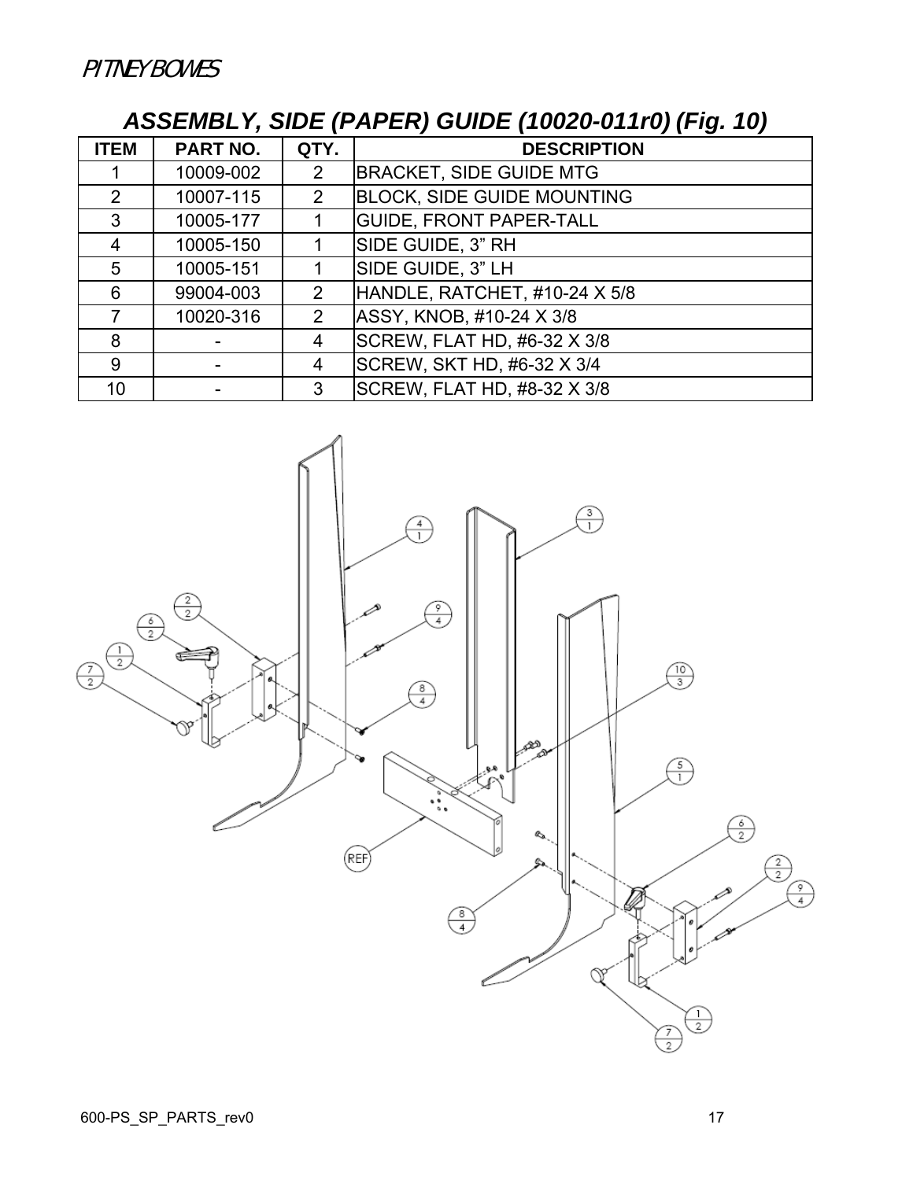## ASSEMBLY, SIDE (PAPER) GUIDE (10020-011r0) (Fig. 10)

| ITEM | PART NO. | QTY. | DESCRIPTION |
|---|---|---|---|
| 1 | 10009-002 | 2 | BRACKET, SIDE GUIDE MTG |
| 2 | 10007-115 | 2 | BLOCK, SIDE GUIDE MOUNTING |
| 3 | 10005-177 | 1 | GUIDE, FRONT PAPER-TALL |
| 4 | 10005-150 | 1 | SIDE GUIDE, 3" RH |
| 5 | 10005-151 | 1 | SIDE GUIDE, 3" LH |
| 6 | 99004-003 | 2 | HANDLE, RATCHET, #10-24 X 5/8 |
| 7 | 10020-316 | 2 | ASSY, KNOB, #10-24 X 3/8 |
| 8 | - | 4 | SCREW, FLAT HD, #6-32 X 3/8 |
| 9 | - | 4 | SCREW, SKT HD, #6-32 X 3/4 |
| 10 | - | 3 | SCREW, FLAT HD, #8-32 X 3/8 |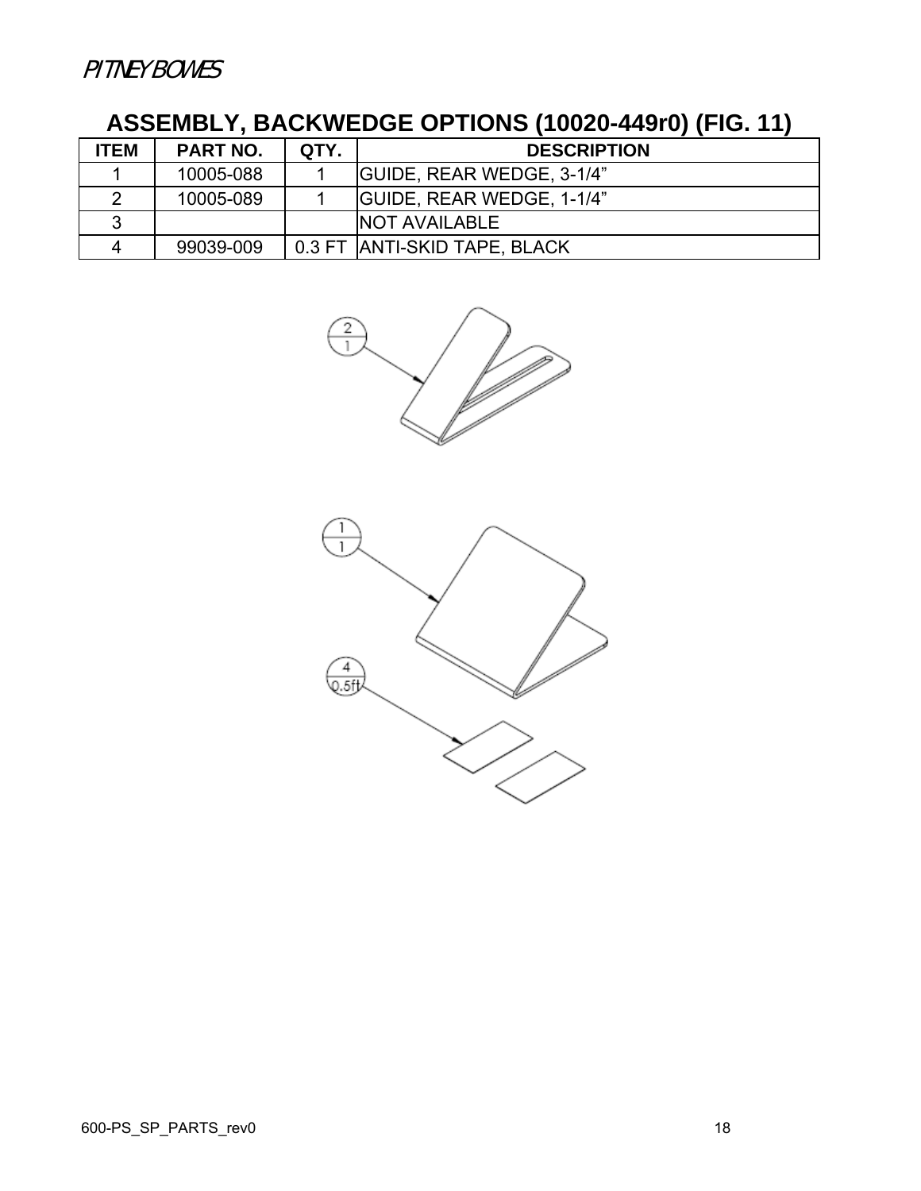## ASSEMBLY, BACKWEDGE OPTIONS (10020-449r0) (FIG. 11)

| ITEM | PART NO. | QTY. | DESCRIPTION |
|---|---|---|---|
| 1 | 10005-088 | 1 | GUIDE, REAR WEDGE, 3-1/4" |
| 2 | 10005-089 | 1 | GUIDE, REAR WEDGE, 1-1/4" |
| 3 | | | NOT AVAILABLE |
| 4 | 99039-009 | 0.3 FT | ANTI-SKID TAPE, BLACK |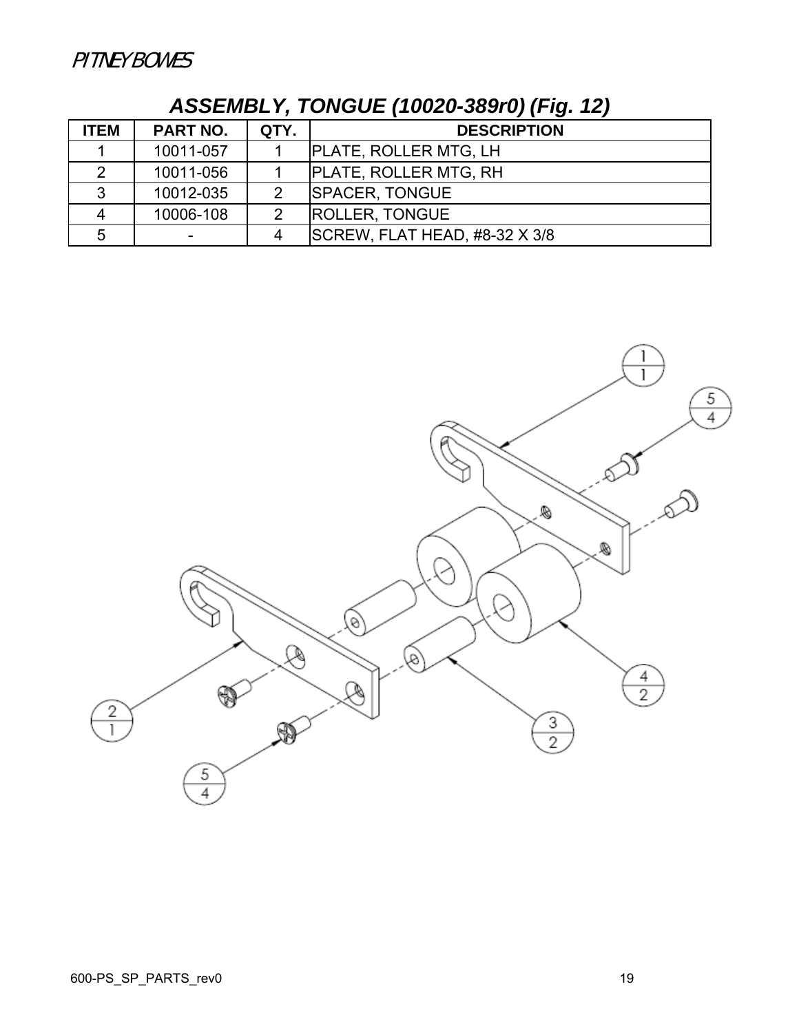## ASSEMBLY, TONGUE (10020-389r0) (Fig. 12)

| ITEM | PART NO. | QTY. | DESCRIPTION |
|---|---|---|---|
| 1 | 10011-057 | 1 | PLATE, ROLLER MTG, LH |
| 2 | 10011-056 | 1 | PLATE, ROLLER MTG, RH |
| 3 | 10012-035 | 2 | SPACER, TONGUE |
| 4 | 10006-108 | 2 | ROLLER, TONGUE |
| 5 | - | 4 | SCREW, FLAT HEAD, #8-32 X 3/8 |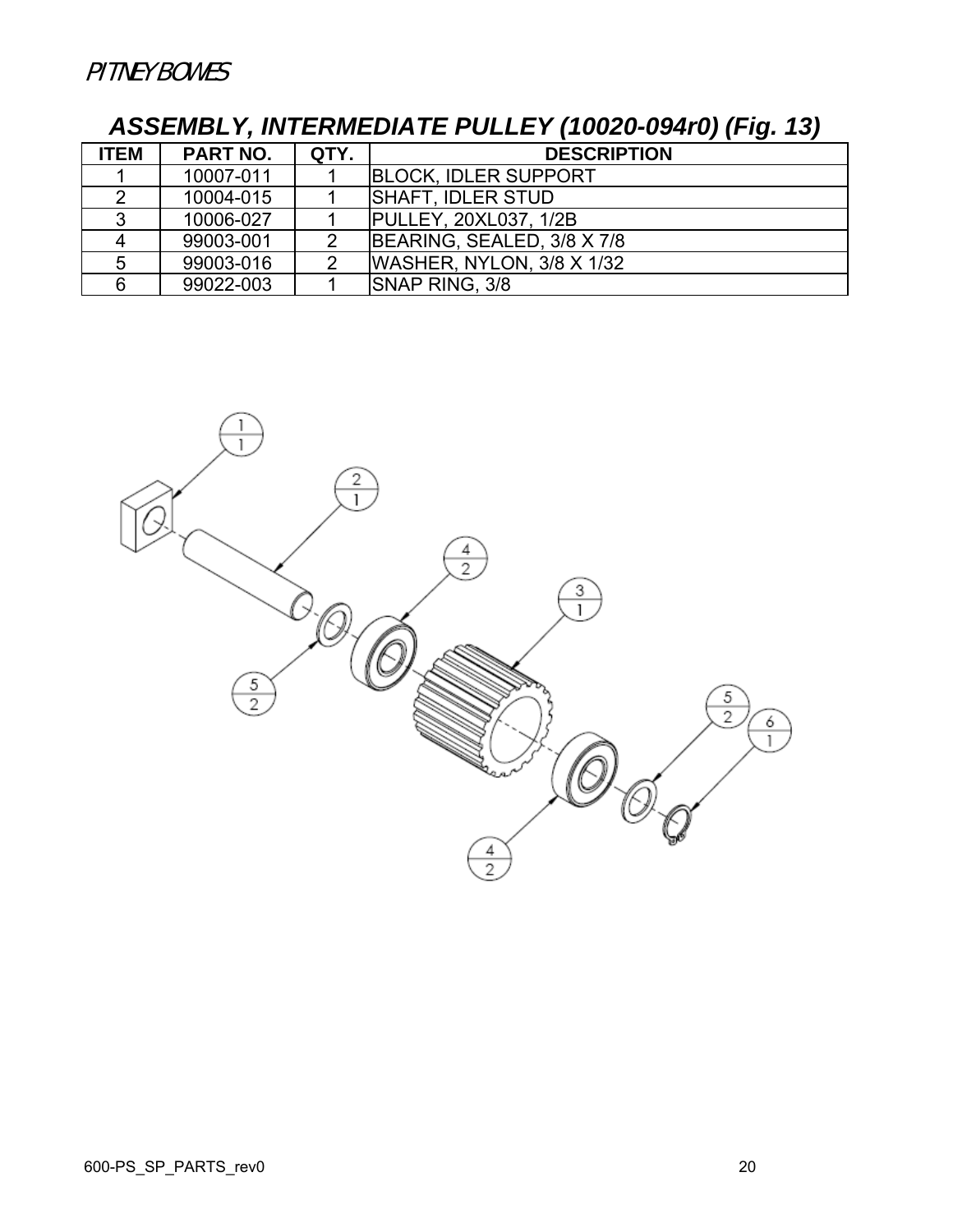## *ASSEMBLY, INTERMEDIATE PULLEY (10020-094r0) (Fig. 13)*

| ITEM | PART NO. | QTY. | DESCRIPTION |
|---|---|---|---|
| 1 | 10007-011 | 1 | BLOCK, IDLER SUPPORT |
| 2 | 10004-015 | 1 | SHAFT, IDLER STUD |
| 3 | 10006-027 | 1 | PULLEY, 20XL037, 1/2B |
| 4 | 99003-001 | 2 | BEARING, SEALED, 3/8 X 7/8 |
| 5 | 99003-016 | 2 | WASHER, NYLON, 3/8 X 1/32 |
| 6 | 99022-003 | 1 | SNAP RING, 3/8 |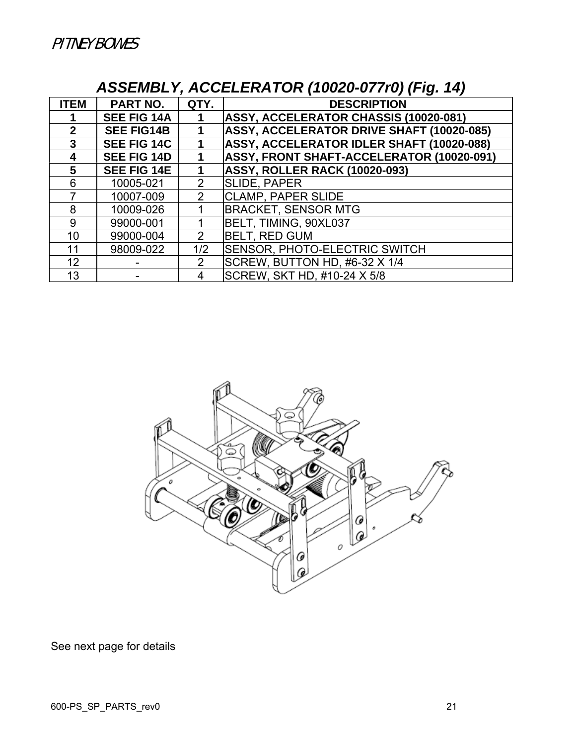## *ASSEMBLY, ACCELERATOR (10020-077r0) (Fig. 14)*

| ITEM | PART NO. | QTY. | DESCRIPTION |
|---|---|---|---|
| **1** | **SEE FIG 14A** | **1** | **ASSY, ACCELERATOR CHASSIS (10020-081)** |
| **2** | **SEE FIG14B** | **1** | **ASSY, ACCELERATOR DRIVE SHAFT (10020-085)** |
| **3** | **SEE FIG 14C** | **1** | **ASSY, ACCELERATOR IDLER SHAFT (10020-088)** |
| **4** | **SEE FIG 14D** | **1** | **ASSY, FRONT SHAFT-ACCELERATOR (10020-091)** |
| **5** | **SEE FIG 14E** | **1** | **ASSY, ROLLER RACK (10020-093)** |
| 6 | 10005-021 | 2 | SLIDE, PAPER |
| 7 | 10007-009 | 2 | CLAMP, PAPER SLIDE |
| 8 | 10009-026 | 1 | BRACKET, SENSOR MTG |
| 9 | 99000-001 | 1 | BELT, TIMING, 90XL037 |
| 10 | 99000-004 | 2 | BELT, RED GUM |
| 11 | 98009-022 | 1/2 | SENSOR, PHOTO-ELECTRIC SWITCH |
| 12 | - | 2 | SCREW, BUTTON HD, #6-32 X 1/4 |
| 13 | - | 4 | SCREW, SKT HD, #10-24 X 5/8 |

See next page for details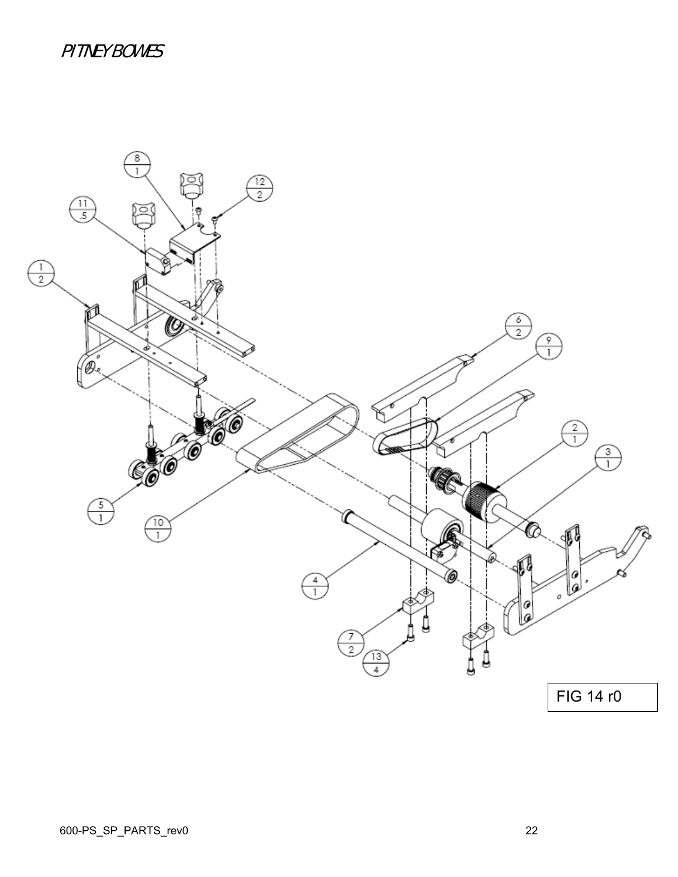FIG 14 r0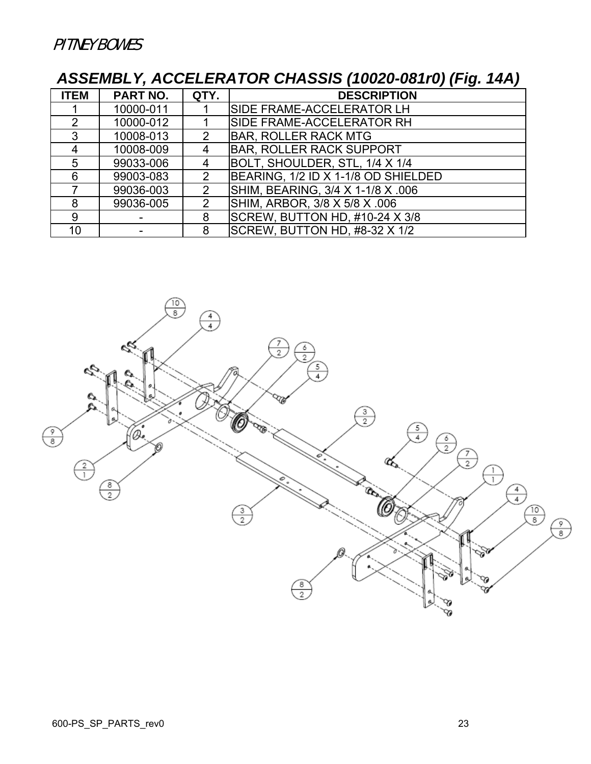PITNEY BOWES

## ASSEMBLY, ACCELERATOR CHASSIS (10020-081r0) (Fig. 14A)

| ITEM | PART NO. | QTY. | DESCRIPTION |
|---|---|---|---|
| 1 | 10000-011 | 1 | SIDE FRAME-ACCELERATOR LH |
| 2 | 10000-012 | 1 | SIDE FRAME-ACCELERATOR RH |
| 3 | 10008-013 | 2 | BAR, ROLLER RACK MTG |
| 4 | 10008-009 | 4 | BAR, ROLLER RACK SUPPORT |
| 5 | 99033-006 | 4 | BOLT, SHOULDER, STL, 1/4 X 1/4 |
| 6 | 99003-083 | 2 | BEARING, 1/2 ID X 1-1/8 OD SHIELDED |
| 7 | 99036-003 | 2 | SHIM, BEARING, 3/4 X 1-1/8 X .006 |
| 8 | 99036-005 | 2 | SHIM, ARBOR, 3/8 X 5/8 X .006 |
| 9 | - | 8 | SCREW, BUTTON HD, #10-24 X 3/8 |
| 10 | - | 8 | SCREW, BUTTON HD, #8-32 X 1/2 |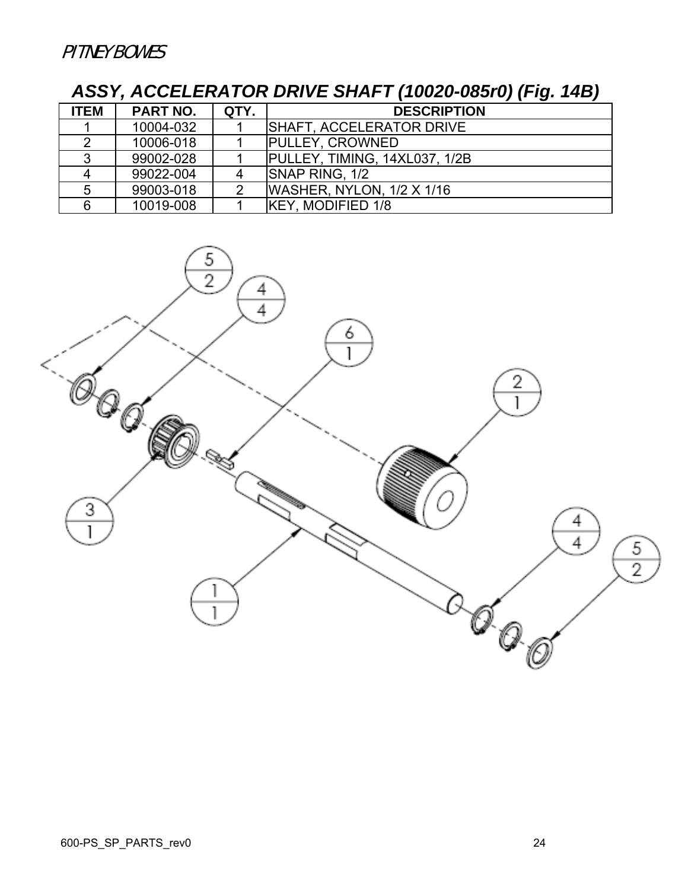# ASSY, ACCELERATOR DRIVE SHAFT (10020-085r0) (Fig. 14B)

| ITEM | PART NO. | QTY. | DESCRIPTION |
|---|---|---|---|
| 1 | 10004-032 | 1 | SHAFT, ACCELERATOR DRIVE |
| 2 | 10006-018 | 1 | PULLEY, CROWNED |
| 3 | 99002-028 | 1 | PULLEY, TIMING, 14XL037, 1/2B |
| 4 | 99022-004 | 4 | SNAP RING, 1/2 |
| 5 | 99003-018 | 2 | WASHER, NYLON, 1/2 X 1/16 |
| 6 | 10019-008 | 1 | KEY, MODIFIED 1/8 |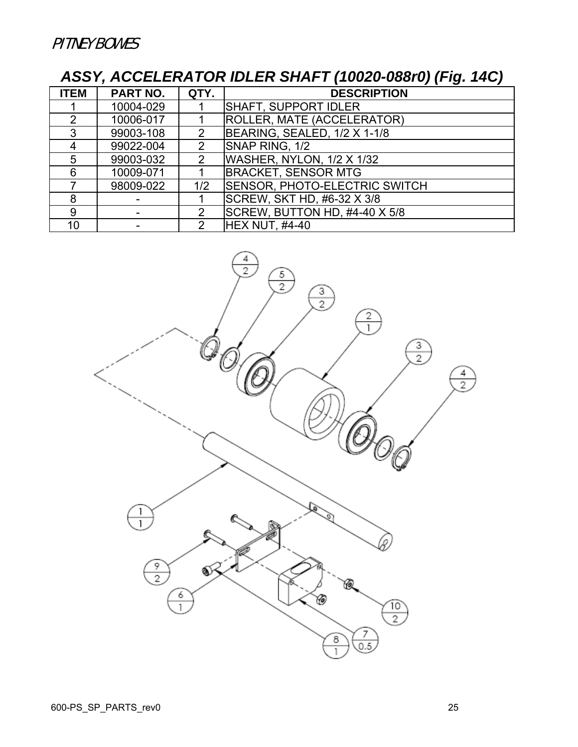## ASSY, ACCELERATOR IDLER SHAFT (10020-088r0) (Fig. 14C)

| ITEM | PART NO. | QTY. | DESCRIPTION |
|---|---|---|---|
| 1 | 10004-029 | 1 | SHAFT, SUPPORT IDLER |
| 2 | 10006-017 | 1 | ROLLER, MATE (ACCELERATOR) |
| 3 | 99003-108 | 2 | BEARING, SEALED, 1/2 X 1-1/8 |
| 4 | 99022-004 | 2 | SNAP RING, 1/2 |
| 5 | 99003-032 | 2 | WASHER, NYLON, 1/2 X 1/32 |
| 6 | 10009-071 | 1 | BRACKET, SENSOR MTG |
| 7 | 98009-022 | 1/2 | SENSOR, PHOTO-ELECTRIC SWITCH |
| 8 | - | 1 | SCREW, SKT HD, #6-32 X 3/8 |
| 9 | - | 2 | SCREW, BUTTON HD, #4-40 X 5/8 |
| 10 | - | 2 | HEX NUT, #4-40 |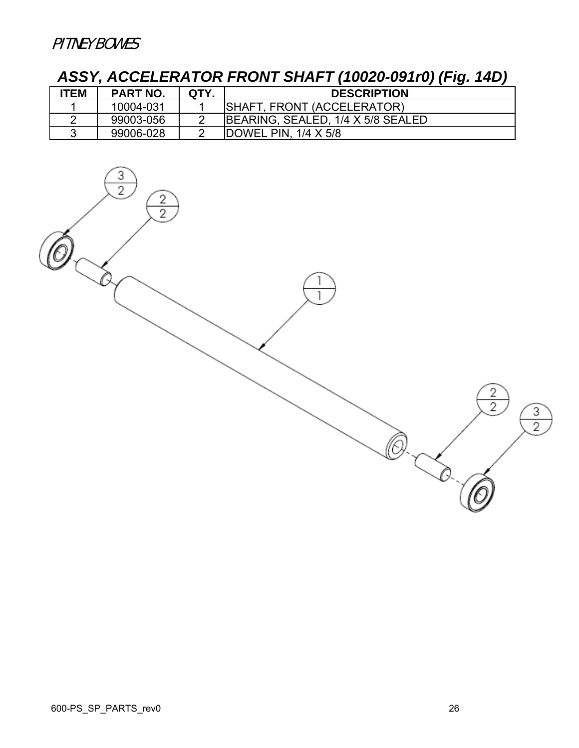# ASSY, ACCELERATOR FRONT SHAFT (10020-091r0) (Fig. 14D)

| ITEM | PART NO. | QTY. | DESCRIPTION |
|---|---|---|---|
| 1 | 10004-031 | 1 | SHAFT, FRONT (ACCELERATOR) |
| 2 | 99003-056 | 2 | BEARING, SEALED, 1/4 X 5/8 SEALED |
| 3 | 99006-028 | 2 | DOWEL PIN, 1/4 X 5/8 |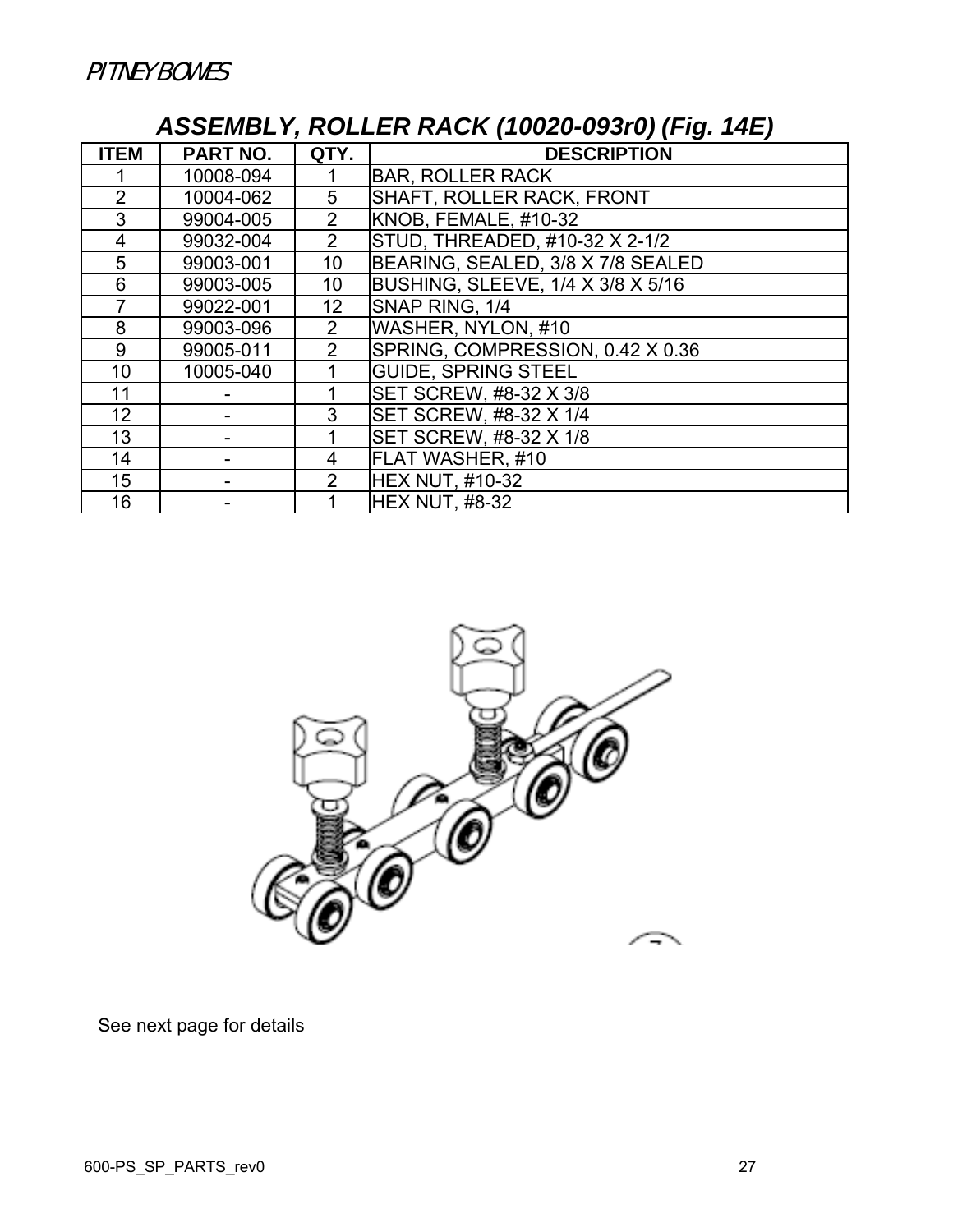## ASSEMBLY, ROLLER RACK (10020-093r0) (Fig. 14E)

| ITEM | PART NO. | QTY. | DESCRIPTION |
|---|---|---|---|
| 1 | 10008-094 | 1 | BAR, ROLLER RACK |
| 2 | 10004-062 | 5 | SHAFT, ROLLER RACK, FRONT |
| 3 | 99004-005 | 2 | KNOB, FEMALE, #10-32 |
| 4 | 99032-004 | 2 | STUD, THREADED, #10-32 X 2-1/2 |
| 5 | 99003-001 | 10 | BEARING, SEALED, 3/8 X 7/8 SEALED |
| 6 | 99003-005 | 10 | BUSHING, SLEEVE, 1/4 X 3/8 X 5/16 |
| 7 | 99022-001 | 12 | SNAP RING, 1/4 |
| 8 | 99003-096 | 2 | WASHER, NYLON, #10 |
| 9 | 99005-011 | 2 | SPRING, COMPRESSION, 0.42 X 0.36 |
| 10 | 10005-040 | 1 | GUIDE, SPRING STEEL |
| 11 | - | 1 | SET SCREW, #8-32 X 3/8 |
| 12 | - | 3 | SET SCREW, #8-32 X 1/4 |
| 13 | - | 1 | SET SCREW, #8-32 X 1/8 |
| 14 | - | 4 | FLAT WASHER, #10 |
| 15 | - | 2 | HEX NUT, #10-32 |
| 16 | - | 1 | HEX NUT, #8-32 |

See next page for details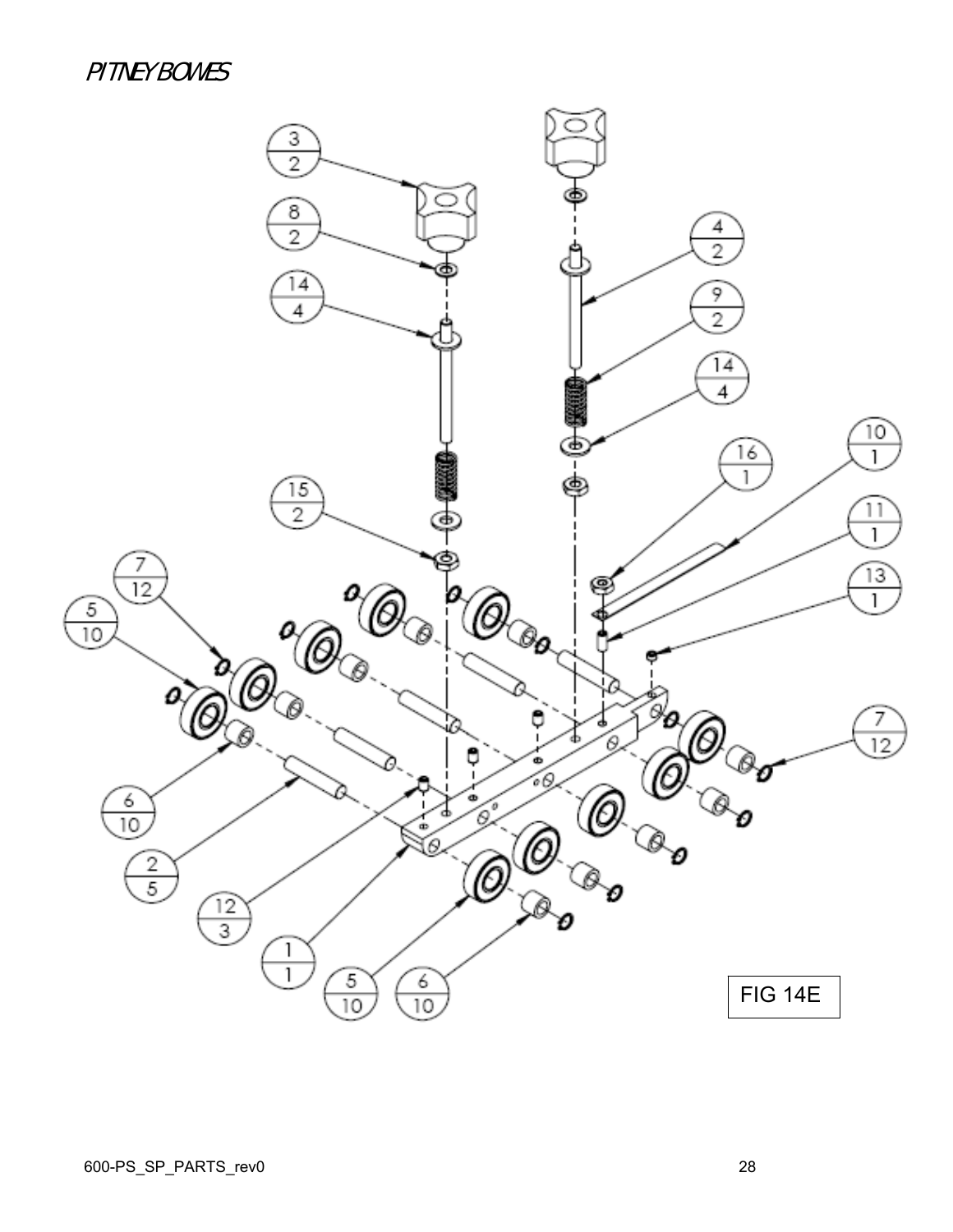FIG 14E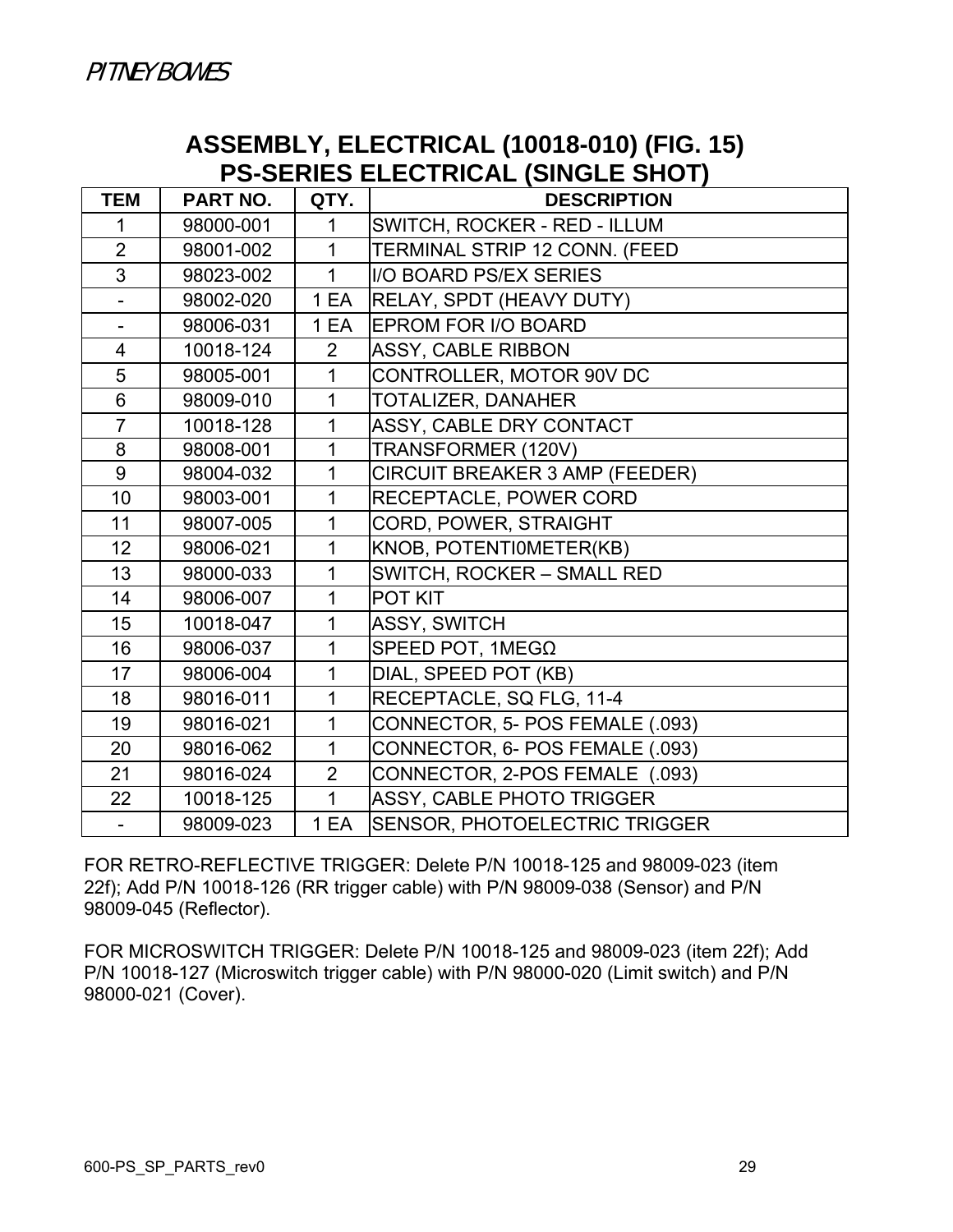PITNEY BOWES

# ASSEMBLY, ELECTRICAL (10018-010) (FIG. 15)
## PS-SERIES ELECTRICAL (SINGLE SHOT)

| TEM | PART NO. | QTY. | DESCRIPTION |
|---|---|---|---|
| 1 | 98000-001 | 1 | SWITCH, ROCKER - RED - ILLUM |
| 2 | 98001-002 | 1 | TERMINAL STRIP 12 CONN. (FEED |
| 3 | 98023-002 | 1 | I/O BOARD PS/EX SERIES |
| - | 98002-020 | 1 EA | RELAY, SPDT (HEAVY DUTY) |
| - | 98006-031 | 1 EA | EPROM FOR I/O BOARD |
| 4 | 10018-124 | 2 | ASSY, CABLE RIBBON |
| 5 | 98005-001 | 1 | CONTROLLER, MOTOR 90V DC |
| 6 | 98009-010 | 1 | TOTALIZER, DANAHER |
| 7 | 10018-128 | 1 | ASSY, CABLE DRY CONTACT |
| 8 | 98008-001 | 1 | TRANSFORMER (120V) |
| 9 | 98004-032 | 1 | CIRCUIT BREAKER 3 AMP (FEEDER) |
| 10 | 98003-001 | 1 | RECEPTACLE, POWER CORD |
| 11 | 98007-005 | 1 | CORD, POWER, STRAIGHT |
| 12 | 98006-021 | 1 | KNOB, POTENTI0METER(KB) |
| 13 | 98000-033 | 1 | SWITCH, ROCKER – SMALL RED |
| 14 | 98006-007 | 1 | POT KIT |
| 15 | 10018-047 | 1 | ASSY, SWITCH |
| 16 | 98006-037 | 1 | SPEED POT, 1MEGΩ |
| 17 | 98006-004 | 1 | DIAL, SPEED POT (KB) |
| 18 | 98016-011 | 1 | RECEPTACLE, SQ FLG, 11-4 |
| 19 | 98016-021 | 1 | CONNECTOR, 5- POS FEMALE (.093) |
| 20 | 98016-062 | 1 | CONNECTOR, 6- POS FEMALE (.093) |
| 21 | 98016-024 | 2 | CONNECTOR, 2-POS FEMALE (.093) |
| 22 | 10018-125 | 1 | ASSY, CABLE PHOTO TRIGGER |
| - | 98009-023 | 1 EA | SENSOR, PHOTOELECTRIC TRIGGER |

FOR RETRO-REFLECTIVE TRIGGER: Delete P/N 10018-125 and 98009-023 (item 22f); Add P/N 10018-126 (RR trigger cable) with P/N 98009-038 (Sensor) and P/N 98009-045 (Reflector).

FOR MICROSWITCH TRIGGER: Delete P/N 10018-125 and 98009-023 (item 22f); Add P/N 10018-127 (Microswitch trigger cable) with P/N 98000-020 (Limit switch) and P/N 98000-021 (Cover).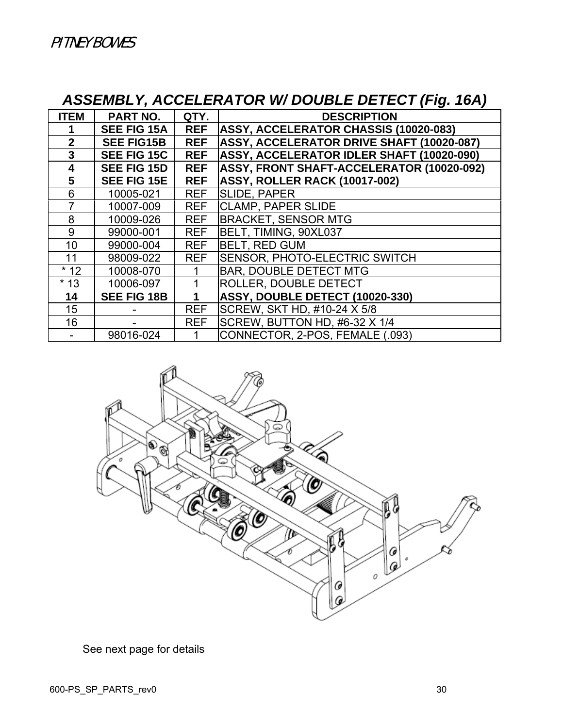## *ASSEMBLY, ACCELERATOR W/ DOUBLE DETECT (Fig. 16A)*

| ITEM | PART NO. | QTY. | DESCRIPTION |
|---|---|---|---|
| **1** | **SEE FIG 15A** | **REF** | **ASSY, ACCELERATOR CHASSIS (10020-083)** |
| **2** | **SEE FIG15B** | **REF** | **ASSY, ACCELERATOR DRIVE SHAFT (10020-087)** |
| **3** | **SEE FIG 15C** | **REF** | **ASSY, ACCELERATOR IDLER SHAFT (10020-090)** |
| **4** | **SEE FIG 15D** | **REF** | **ASSY, FRONT SHAFT-ACCELERATOR (10020-092)** |
| **5** | **SEE FIG 15E** | **REF** | **ASSY, ROLLER RACK (10017-002)** |
| 6 | 10005-021 | REF | SLIDE, PAPER |
| 7 | 10007-009 | REF | CLAMP, PAPER SLIDE |
| 8 | 10009-026 | REF | BRACKET, SENSOR MTG |
| 9 | 99000-001 | REF | BELT, TIMING, 90XL037 |
| 10 | 99000-004 | REF | BELT, RED GUM |
| 11 | 98009-022 | REF | SENSOR, PHOTO-ELECTRIC SWITCH |
| * 12 | 10008-070 | 1 | BAR, DOUBLE DETECT MTG |
| * 13 | 10006-097 | 1 | ROLLER, DOUBLE DETECT |
| **14** | **SEE FIG 18B** | **1** | **ASSY, DOUBLE DETECT (10020-330)** |
| 15 | - | REF | SCREW, SKT HD, #10-24 X 5/8 |
| 16 | - | REF | SCREW, BUTTON HD, #6-32 X 1/4 |
| - | 98016-024 | 1 | CONNECTOR, 2-POS, FEMALE (.093) |

See next page for details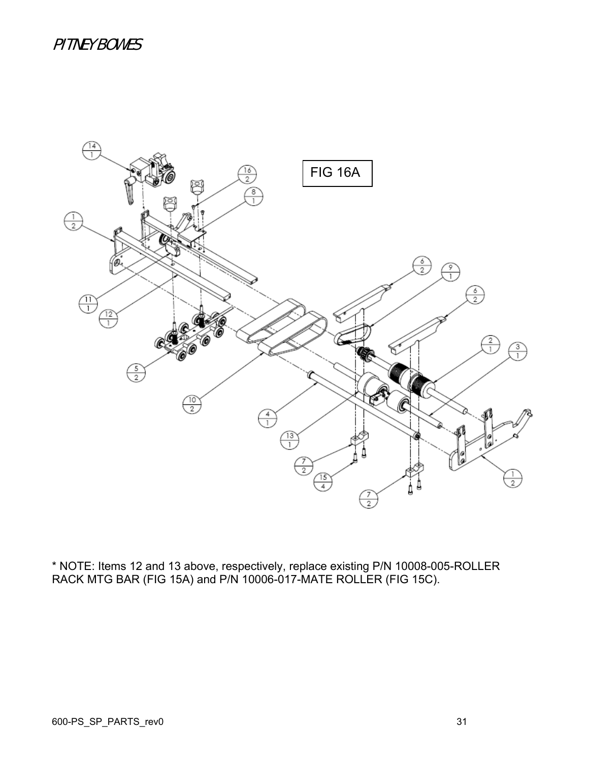FIG 16A

* NOTE: Items 12 and 13 above, respectively, replace existing P/N 10008-005-ROLLER RACK MTG BAR (FIG 15A) and P/N 10006-017-MATE ROLLER (FIG 15C).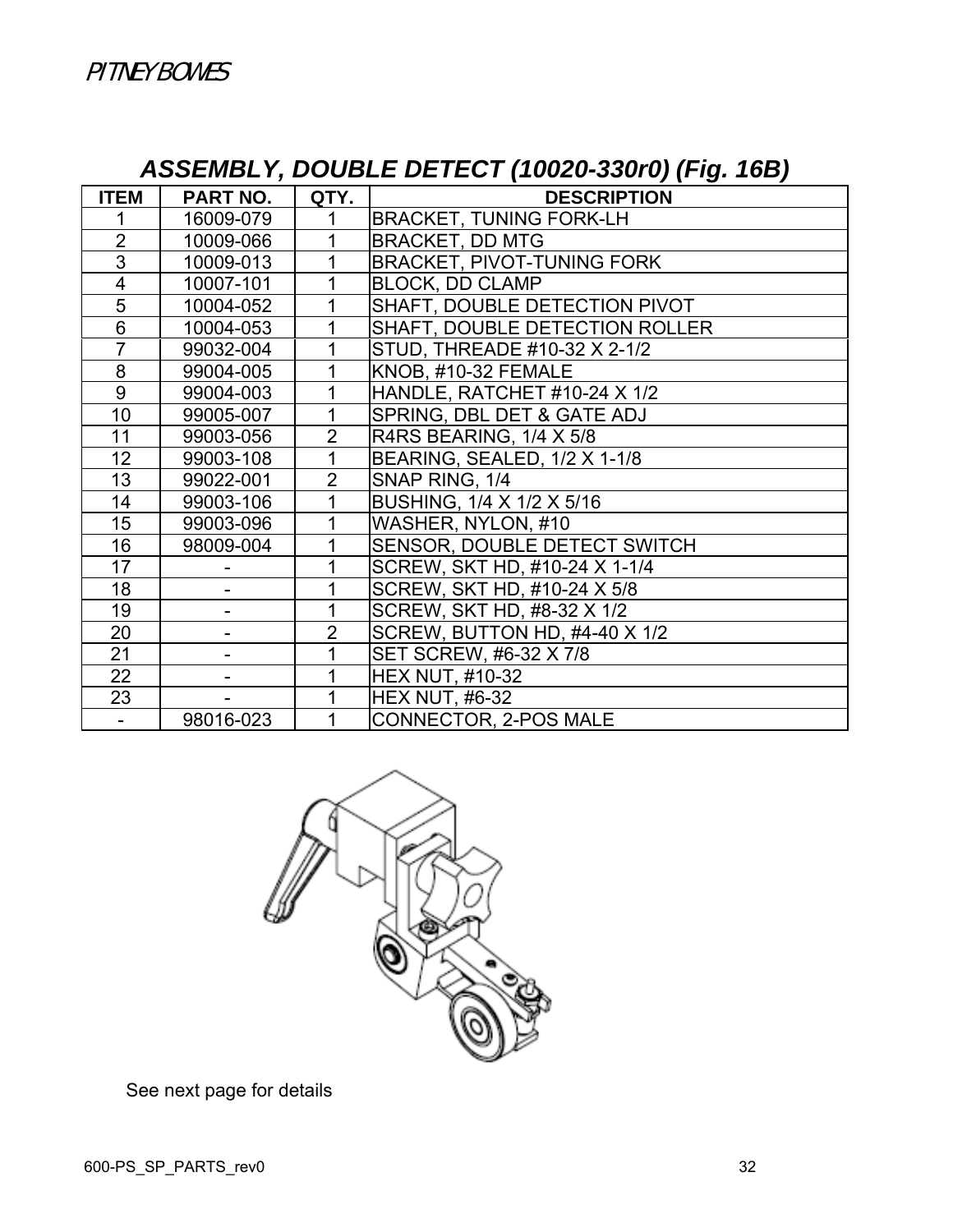## *ASSEMBLY, DOUBLE DETECT (10020-330r0) (Fig. 16B)*

| ITEM | PART NO. | QTY. | DESCRIPTION |
|---|---|---|---|
| 1 | 16009-079 | 1 | BRACKET, TUNING FORK-LH |
| 2 | 10009-066 | 1 | BRACKET, DD MTG |
| 3 | 10009-013 | 1 | BRACKET, PIVOT-TUNING FORK |
| 4 | 10007-101 | 1 | BLOCK, DD CLAMP |
| 5 | 10004-052 | 1 | SHAFT, DOUBLE DETECTION PIVOT |
| 6 | 10004-053 | 1 | SHAFT, DOUBLE DETECTION ROLLER |
| 7 | 99032-004 | 1 | STUD, THREADE #10-32 X 2-1/2 |
| 8 | 99004-005 | 1 | KNOB, #10-32 FEMALE |
| 9 | 99004-003 | 1 | HANDLE, RATCHET #10-24 X 1/2 |
| 10 | 99005-007 | 1 | SPRING, DBL DET & GATE ADJ |
| 11 | 99003-056 | 2 | R4RS BEARING, 1/4 X 5/8 |
| 12 | 99003-108 | 1 | BEARING, SEALED, 1/2 X 1-1/8 |
| 13 | 99022-001 | 2 | SNAP RING, 1/4 |
| 14 | 99003-106 | 1 | BUSHING, 1/4 X 1/2 X 5/16 |
| 15 | 99003-096 | 1 | WASHER, NYLON, #10 |
| 16 | 98009-004 | 1 | SENSOR, DOUBLE DETECT SWITCH |
| 17 | - | 1 | SCREW, SKT HD, #10-24 X 1-1/4 |
| 18 | - | 1 | SCREW, SKT HD, #10-24 X 5/8 |
| 19 | - | 1 | SCREW, SKT HD, #8-32 X 1/2 |
| 20 | - | 2 | SCREW, BUTTON HD, #4-40 X 1/2 |
| 21 | - | 1 | SET SCREW, #6-32 X 7/8 |
| 22 | - | 1 | HEX NUT, #10-32 |
| 23 | - | 1 | HEX NUT, #6-32 |
| - | 98016-023 | 1 | CONNECTOR, 2-POS MALE |

See next page for details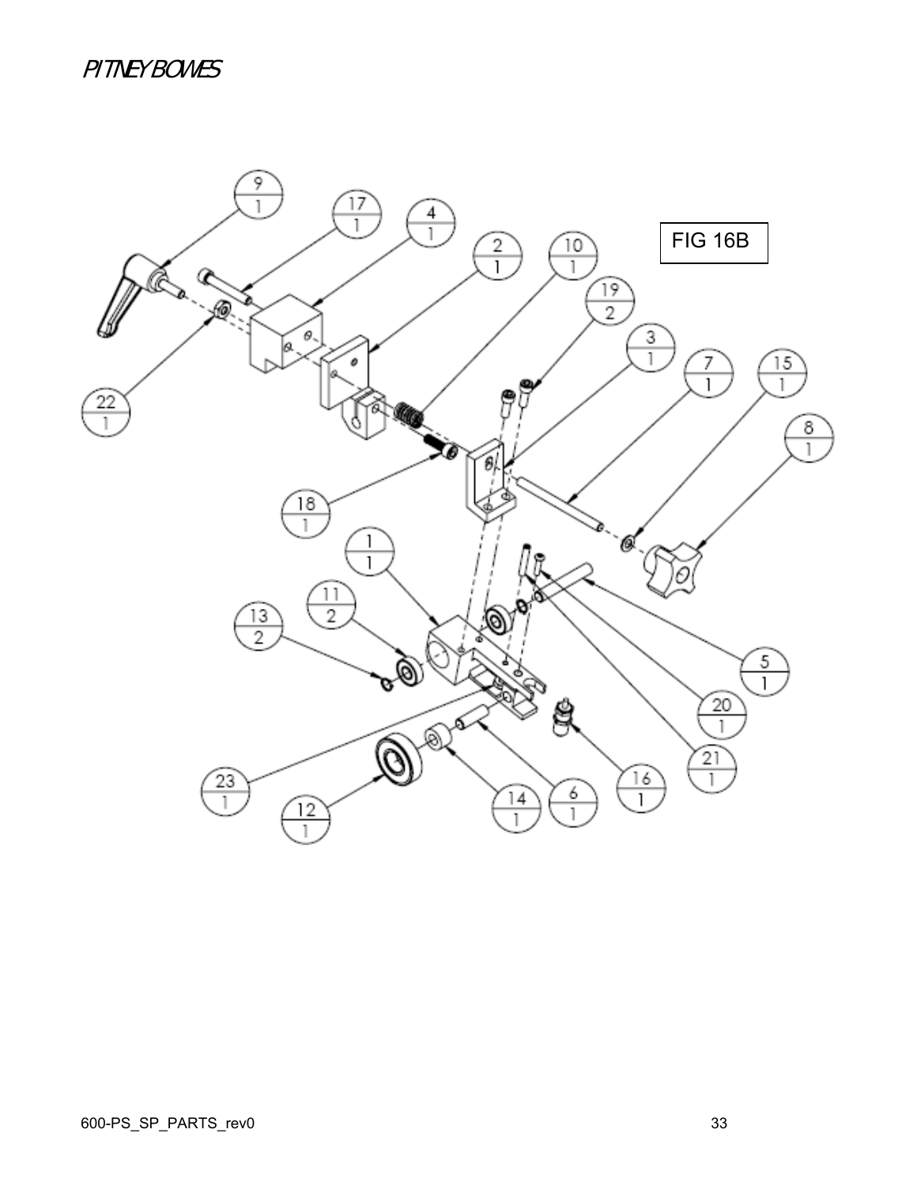FIG 16B